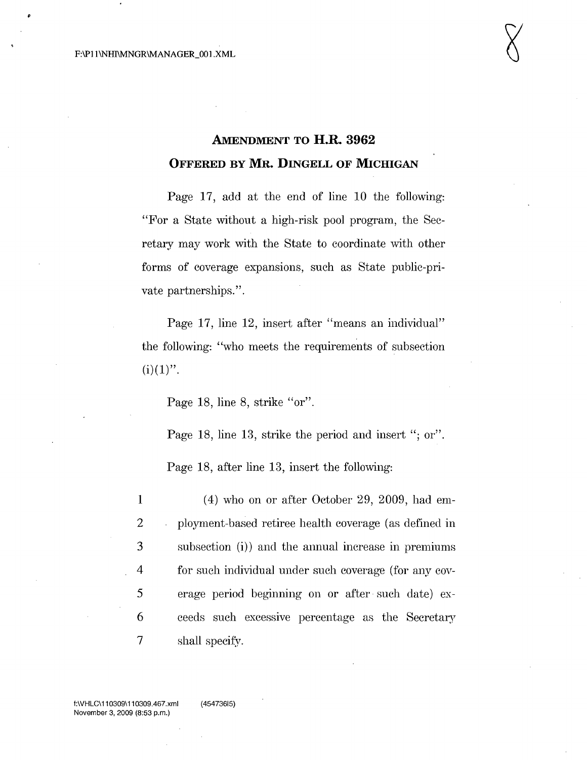## AMENDMENT TO H.R. 3962

## OFFERED BY MR. DINGELL OF MICHIGAN

Page 17, add at the end of line 10 the following: "For a State without a high-risk pool program, the Secretary may work with the State to coordinate with other forms of coverage expansions, such as State public-private partnerships.".

Page 17, line 12, insert after "means an individual" the following: "who meets the requirements of subsection (i)(1)".

Page 18, line 8, strike "or".

Page 18, line 13, strike the period and insert "; or".

Page 18, after line 13, insert the following:

1 (4) who on or after October 29, 2009, had em-
2 ployment-based retiree health coverage (as defined in
3 subsection (i)) and the annual increase in premiums
4 for such individual under such coverage (for any cov-
5 erage period beginning on or after such date) ex-
6 ceeds such excessive percentage as the Secretary
7 shall specify.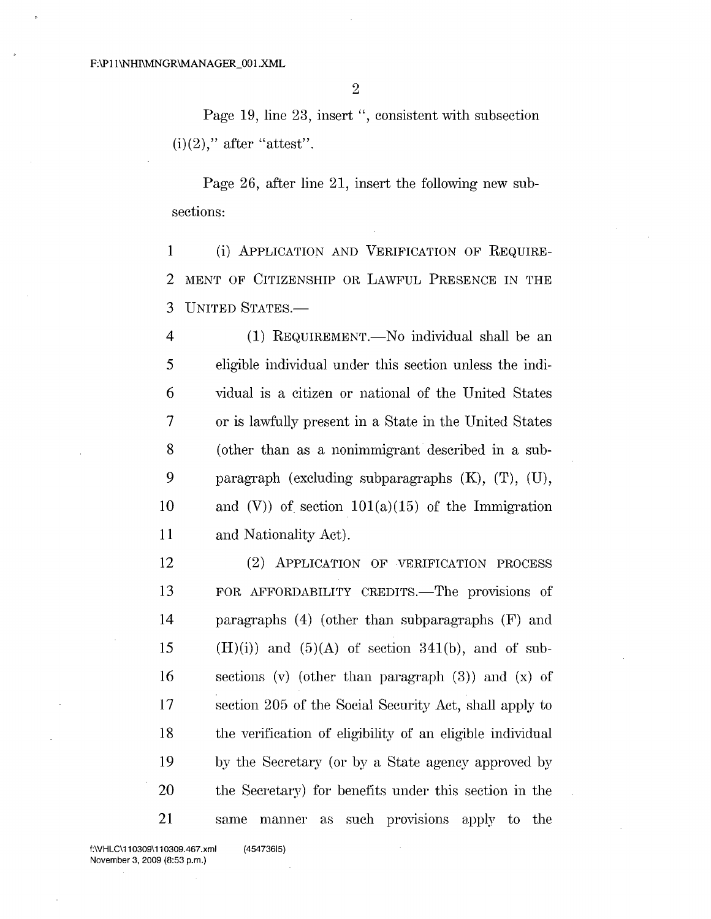Page 19, line 23, insert ", consistent with subsection (i)(2)," after "attest".

Page 26, after line 21, insert the following new subsections:

(i) APPLICATION AND VERIFICATION OF REQUIREMENT OF CITIZENSHIP OR LAWFUL PRESENCE IN THE UNITED STATES.—

(1) REQUIREMENT.—No individual shall be an eligible individual under this section unless the individual is a citizen or national of the United States or is lawfully present in a State in the United States (other than as a nonimmigrant described in a subparagraph (excluding subparagraphs (K), (T), (U), and (V)) of section 101(a)(15) of the Immigration and Nationality Act).

(2) APPLICATION OF VERIFICATION PROCESS FOR AFFORDABILITY CREDITS.—The provisions of paragraphs (4) (other than subparagraphs (F) and (H)(i)) and (5)(A) of section 341(b), and of subsections (v) (other than paragraph (3)) and (x) of section 205 of the Social Security Act, shall apply to the verification of eligibility of an eligible individual by the Secretary (or by a State agency approved by the Secretary) for benefits under this section in the same manner as such provisions apply to the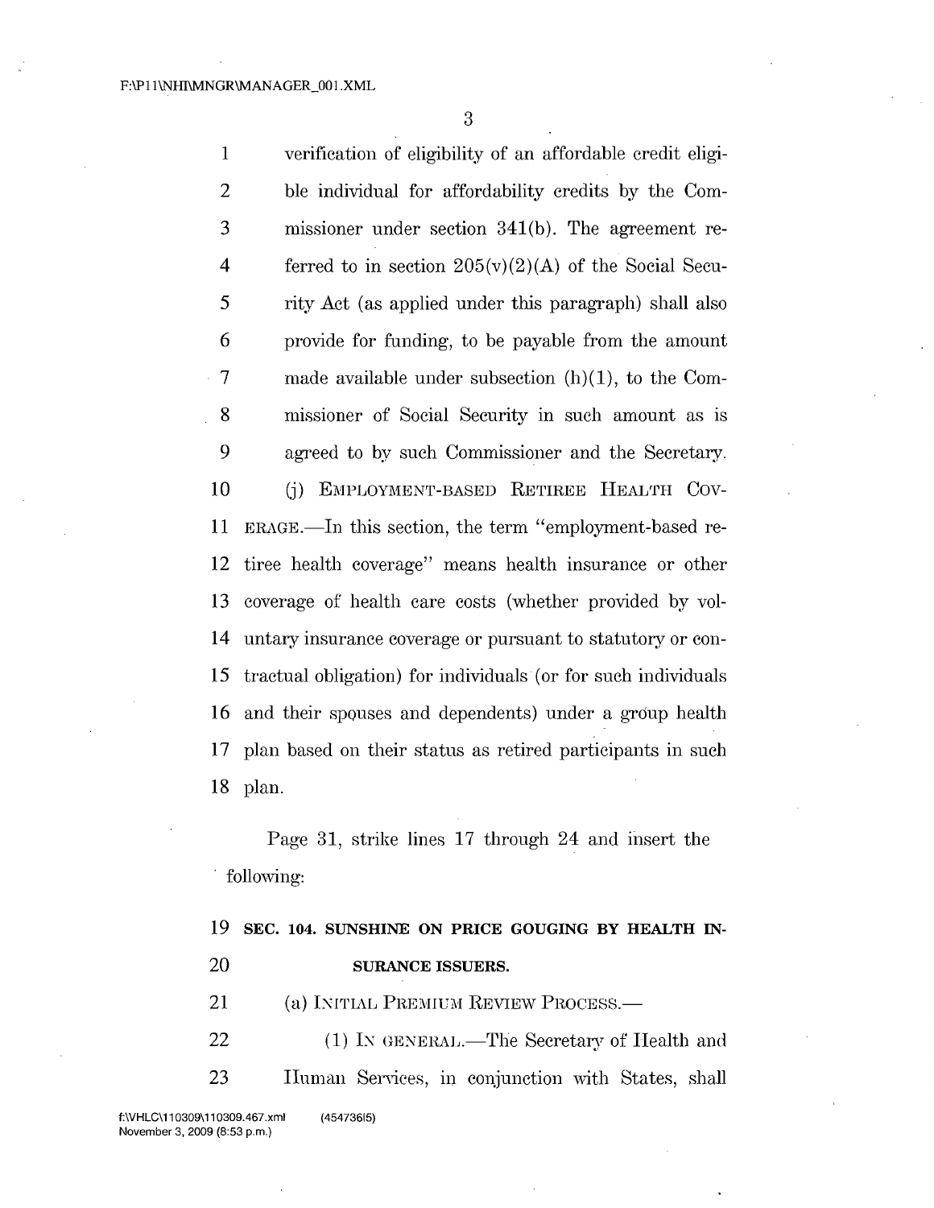verification of eligibility of an affordable credit eligible individual for affordability credits by the Commissioner under section 341(b). The agreement referred to in section 205(v)(2)(A) of the Social Security Act (as applied under this paragraph) shall also provide for funding, to be payable from the amount made available under subsection (h)(1), to the Commissioner of Social Security in such amount as is agreed to by such Commissioner and the Secretary.

(j) EMPLOYMENT-BASED RETIREE HEALTH COVERAGE.—In this section, the term "employment-based retiree health coverage" means health insurance or other coverage of health care costs (whether provided by voluntary insurance coverage or pursuant to statutory or contractual obligation) for individuals (or for such individuals and their spouses and dependents) under a group health plan based on their status as retired participants in such plan.

Page 31, strike lines 17 through 24 and insert the following:

**SEC. 104. SUNSHINE ON PRICE GOUGING BY HEALTH INSURANCE ISSUERS.**

(a) INITIAL PREMIUM REVIEW PROCESS.—

(1) IN GENERAL.—The Secretary of Health and Human Services, in conjunction with States, shall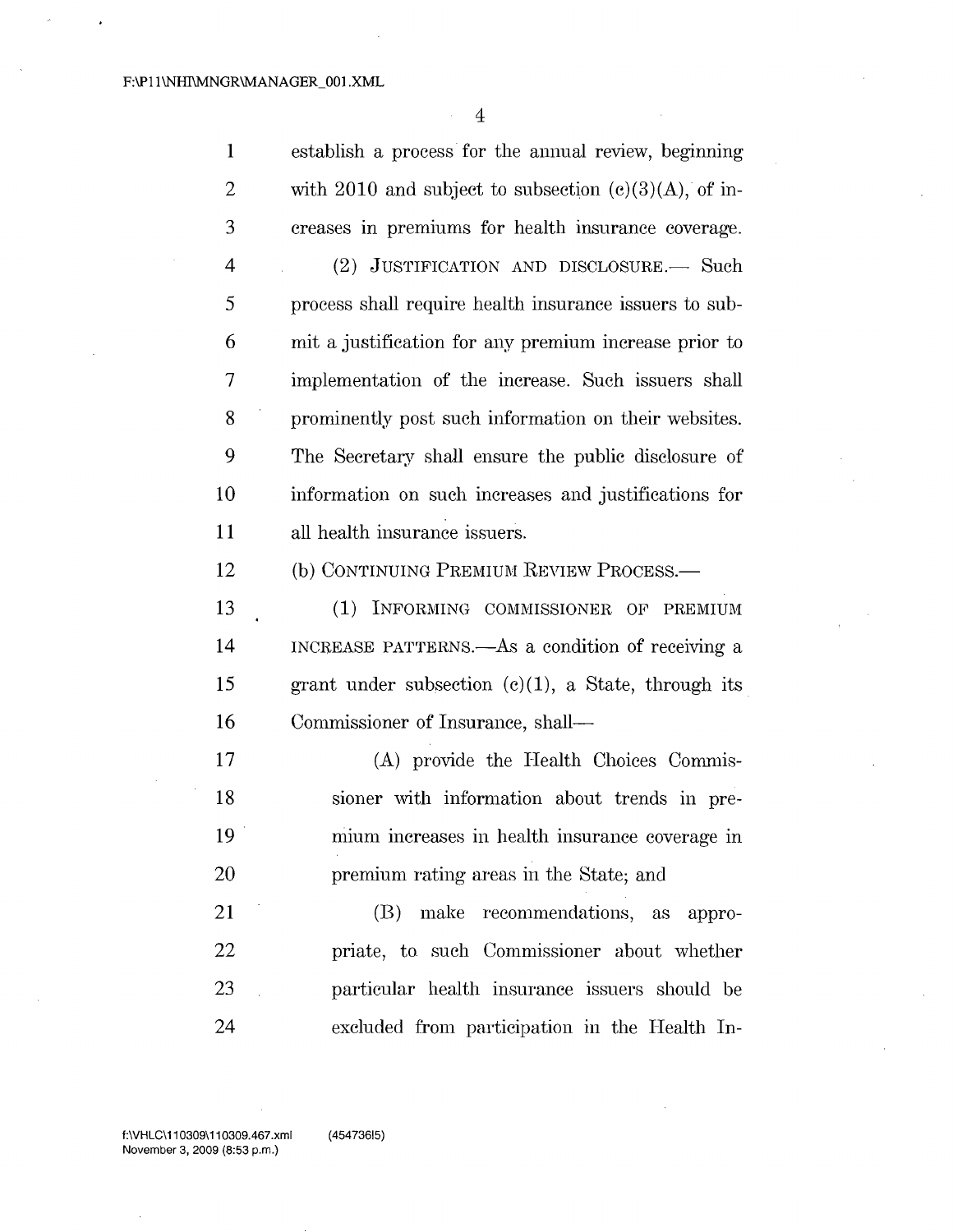establish a process for the annual review, beginning with 2010 and subject to subsection (c)(3)(A), of increases in premiums for health insurance coverage.

(2) JUSTIFICATION AND DISCLOSURE.— Such process shall require health insurance issuers to submit a justification for any premium increase prior to implementation of the increase. Such issuers shall prominently post such information on their websites. The Secretary shall ensure the public disclosure of information on such increases and justifications for all health insurance issuers.

(b) CONTINUING PREMIUM REVIEW PROCESS.—

(1) INFORMING COMMISSIONER OF PREMIUM INCREASE PATTERNS.—As a condition of receiving a grant under subsection (c)(1), a State, through its Commissioner of Insurance, shall—

(A) provide the Health Choices Commissioner with information about trends in premium increases in health insurance coverage in premium rating areas in the State; and

(B) make recommendations, as appropriate, to such Commissioner about whether particular health insurance issuers should be excluded from participation in the Health In-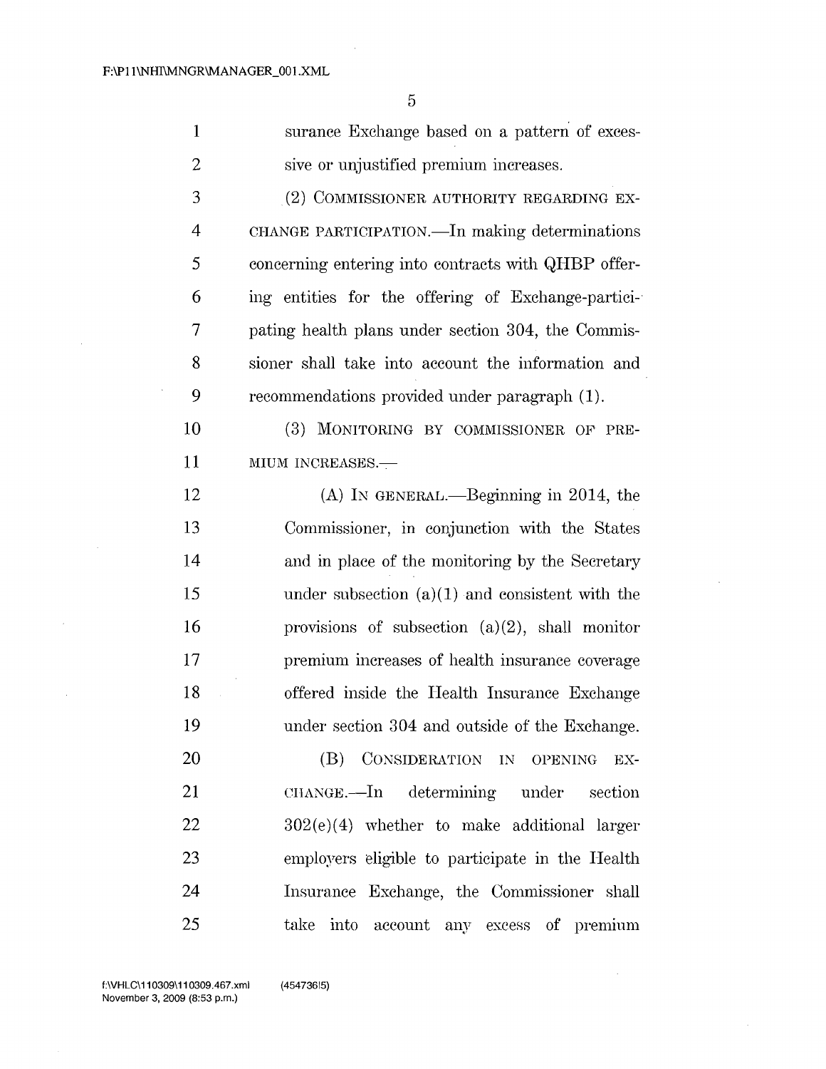surance Exchange based on a pattern of excessive or unjustified premium increases.

(2) COMMISSIONER AUTHORITY REGARDING EXCHANGE PARTICIPATION.—In making determinations concerning entering into contracts with QHBP offering entities for the offering of Exchange-participating health plans under section 304, the Commissioner shall take into account the information and recommendations provided under paragraph (1).

(3) MONITORING BY COMMISSIONER OF PREMIUM INCREASES.—

(A) IN GENERAL.—Beginning in 2014, the Commissioner, in conjunction with the States and in place of the monitoring by the Secretary under subsection (a)(1) and consistent with the provisions of subsection (a)(2), shall monitor premium increases of health insurance coverage offered inside the Health Insurance Exchange under section 304 and outside of the Exchange.

(B) CONSIDERATION IN OPENING EXCHANGE.—In determining under section 302(e)(4) whether to make additional larger employers eligible to participate in the Health Insurance Exchange, the Commissioner shall take into account any excess of premium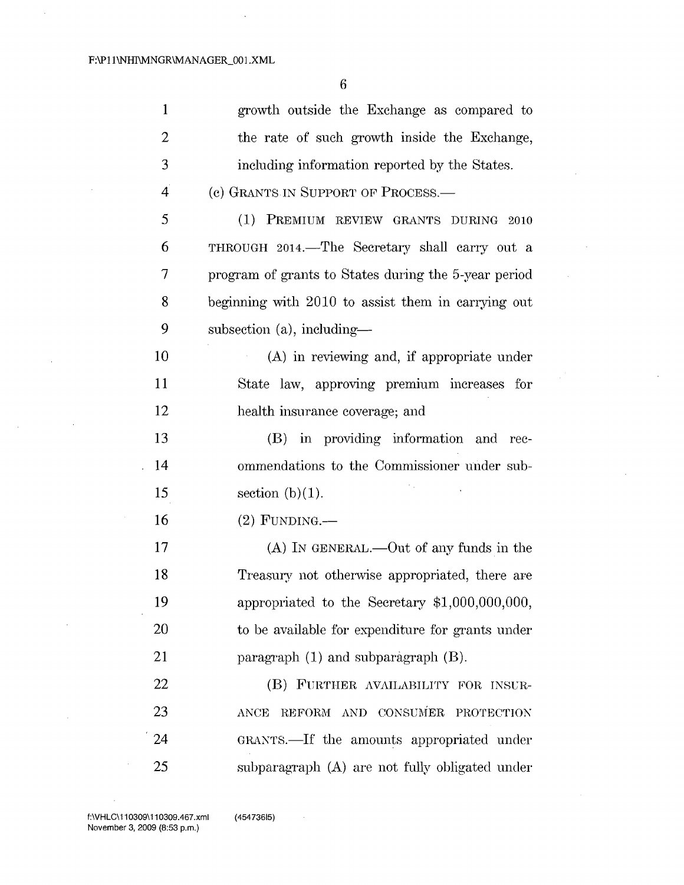growth outside the Exchange as compared to the rate of such growth inside the Exchange, including information reported by the States.

(c) GRANTS IN SUPPORT OF PROCESS.—

(1) PREMIUM REVIEW GRANTS DURING 2010 THROUGH 2014.—The Secretary shall carry out a program of grants to States during the 5-year period beginning with 2010 to assist them in carrying out subsection (a), including—

(A) in reviewing and, if appropriate under State law, approving premium increases for health insurance coverage; and

(B) in providing information and recommendations to the Commissioner under subsection (b)(1).

(2) FUNDING.—

(A) IN GENERAL.—Out of any funds in the Treasury not otherwise appropriated, there are appropriated to the Secretary $1,000,000,000, to be available for expenditure for grants under paragraph (1) and subparagraph (B).

(B) FURTHER AVAILABILITY FOR INSURANCE REFORM AND CONSUMER PROTECTION GRANTS.—If the amounts appropriated under subparagraph (A) are not fully obligated under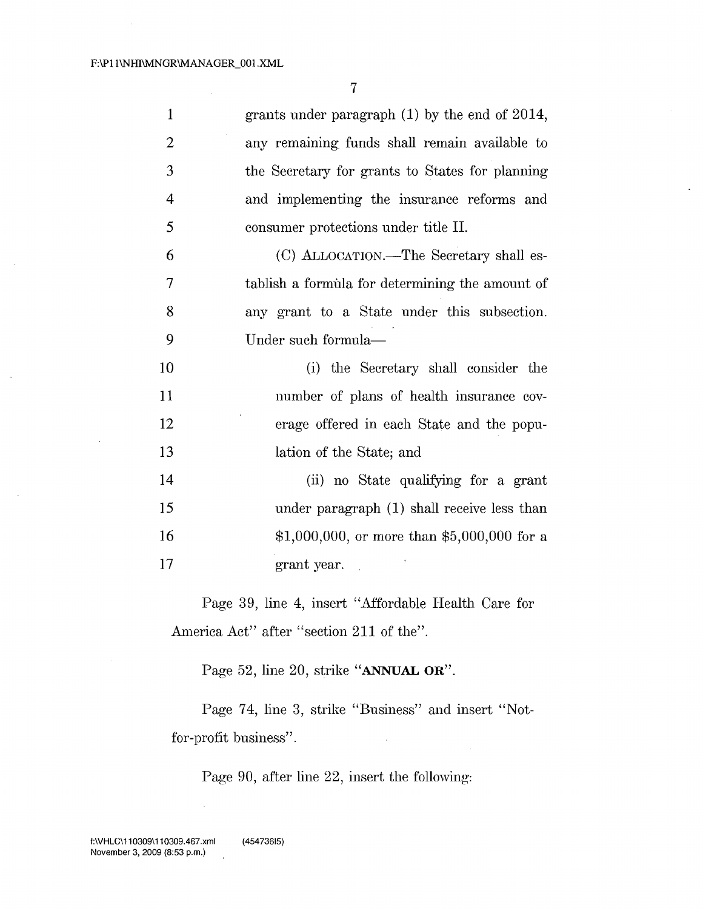grants under paragraph (1) by the end of 2014, any remaining funds shall remain available to the Secretary for grants to States for planning and implementing the insurance reforms and consumer protections under title II.

(C) ALLOCATION.—The Secretary shall establish a formula for determining the amount of any grant to a State under this subsection. Under such formula—

(i) the Secretary shall consider the number of plans of health insurance coverage offered in each State and the population of the State; and

(ii) no State qualifying for a grant under paragraph (1) shall receive less than $1,000,000, or more than $5,000,000 for a grant year.

Page 39, line 4, insert "Affordable Health Care for America Act" after "section 211 of the".

Page 52, line 20, strike "**ANNUAL OR**".

Page 74, line 3, strike "Business" and insert "Not-for-profit business".

Page 90, after line 22, insert the following: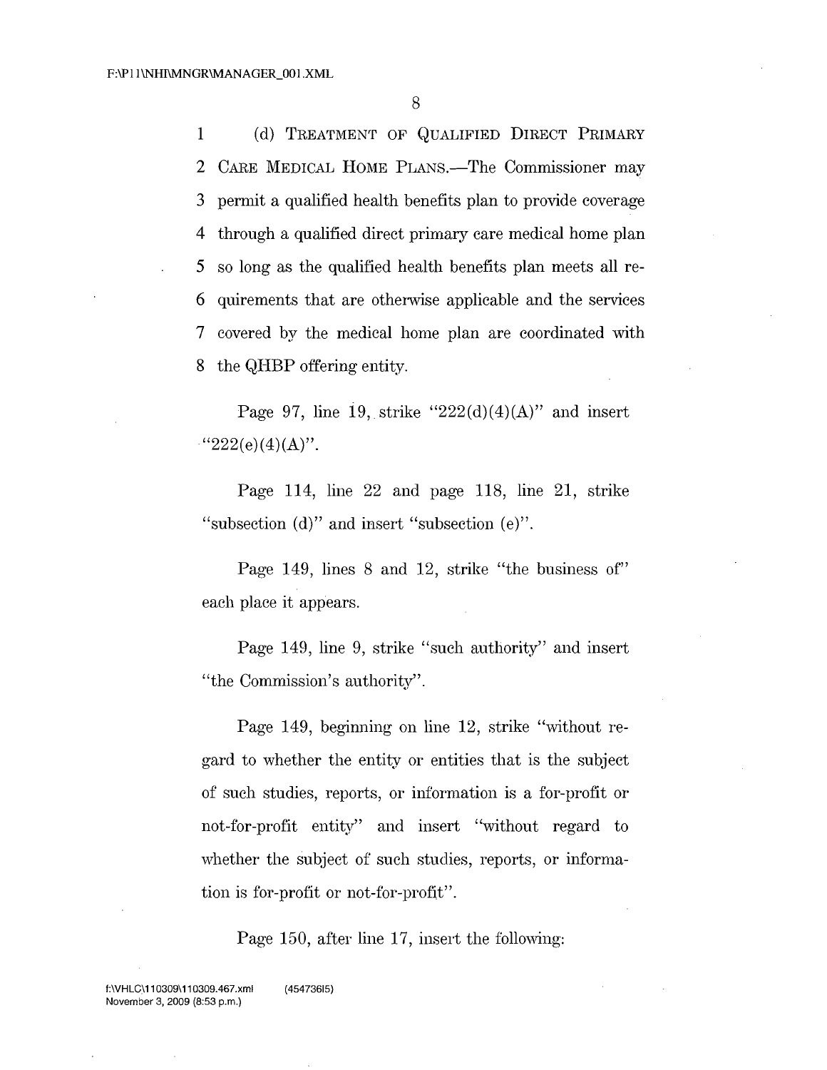(d) TREATMENT OF QUALIFIED DIRECT PRIMARY CARE MEDICAL HOME PLANS.—The Commissioner may permit a qualified health benefits plan to provide coverage through a qualified direct primary care medical home plan so long as the qualified health benefits plan meets all requirements that are otherwise applicable and the services covered by the medical home plan are coordinated with the QHBP offering entity.

Page 97, line 19, strike "222(d)(4)(A)" and insert "222(e)(4)(A)".

Page 114, line 22 and page 118, line 21, strike "subsection (d)" and insert "subsection (e)".

Page 149, lines 8 and 12, strike "the business of" each place it appears.

Page 149, line 9, strike "such authority" and insert "the Commission's authority".

Page 149, beginning on line 12, strike "without regard to whether the entity or entities that is the subject of such studies, reports, or information is a for-profit or not-for-profit entity" and insert "without regard to whether the subject of such studies, reports, or information is for-profit or not-for-profit".

Page 150, after line 17, insert the following: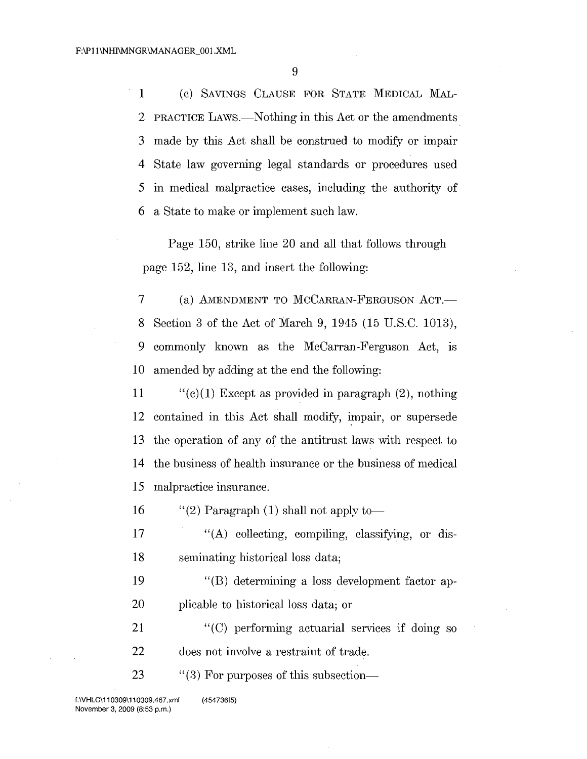(c) SAVINGS CLAUSE FOR STATE MEDICAL MALPRACTICE LAWS.—Nothing in this Act or the amendments made by this Act shall be construed to modify or impair State law governing legal standards or procedures used in medical malpractice cases, including the authority of a State to make or implement such law.

Page 150, strike line 20 and all that follows through page 152, line 13, and insert the following:

(a) AMENDMENT TO MCCARRAN-FERGUSON ACT.—Section 3 of the Act of March 9, 1945 (15 U.S.C. 1013), commonly known as the McCarran-Ferguson Act, is amended by adding at the end the following:

"(c)(1) Except as provided in paragraph (2), nothing contained in this Act shall modify, impair, or supersede the operation of any of the antitrust laws with respect to the business of health insurance or the business of medical malpractice insurance.

"(2) Paragraph (1) shall not apply to—

"(A) collecting, compiling, classifying, or disseminating historical loss data;

"(B) determining a loss development factor applicable to historical loss data; or

"(C) performing actuarial services if doing so does not involve a restraint of trade.

"(3) For purposes of this subsection—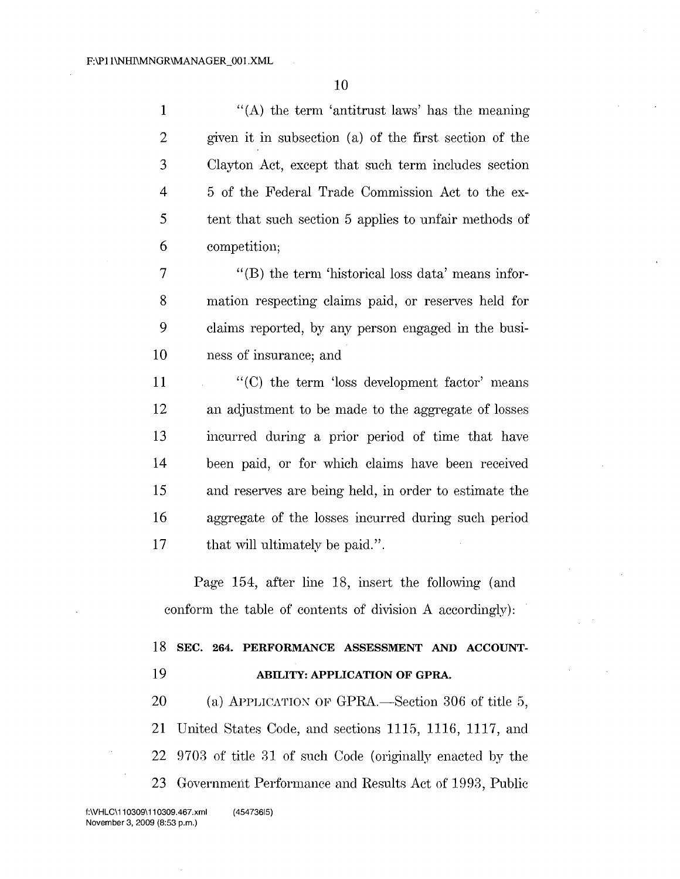"(A) the term 'antitrust laws' has the meaning given it in subsection (a) of the first section of the Clayton Act, except that such term includes section 5 of the Federal Trade Commission Act to the extent that such section 5 applies to unfair methods of competition;

"(B) the term 'historical loss data' means information respecting claims paid, or reserves held for claims reported, by any person engaged in the business of insurance; and

"(C) the term 'loss development factor' means an adjustment to be made to the aggregate of losses incurred during a prior period of time that have been paid, or for which claims have been received and reserves are being held, in order to estimate the aggregate of the losses incurred during such period that will ultimately be paid.".

Page 154, after line 18, insert the following (and conform the table of contents of division A accordingly):

**SEC. 264. PERFORMANCE ASSESSMENT AND ACCOUNTABILITY: APPLICATION OF GPRA.**

(a) APPLICATION OF GPRA.—Section 306 of title 5, United States Code, and sections 1115, 1116, 1117, and 9703 of title 31 of such Code (originally enacted by the Government Performance and Results Act of 1993, Public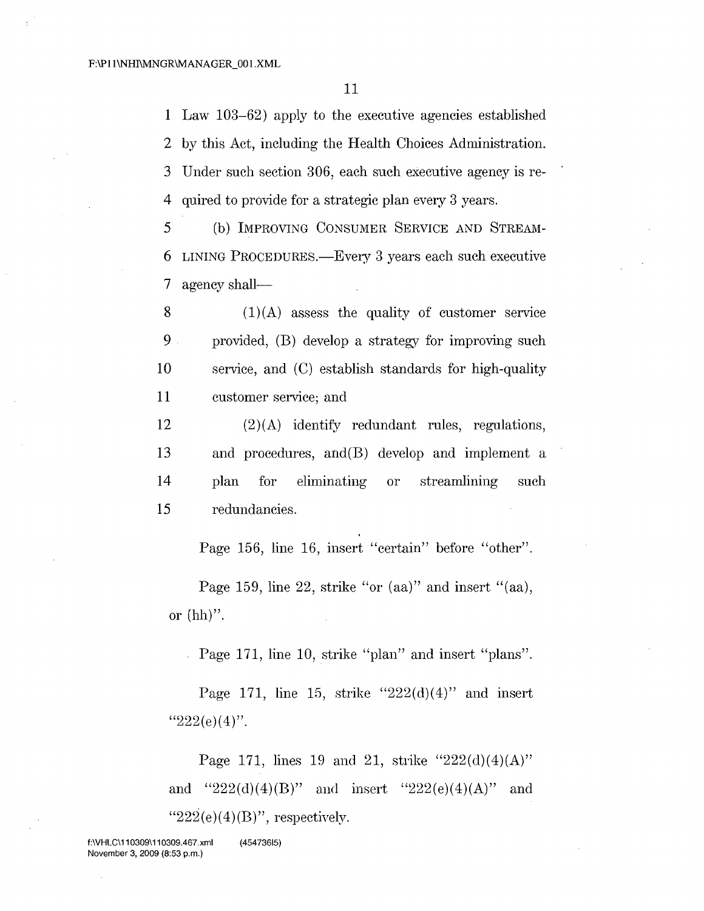Law 103–62) apply to the executive agencies established by this Act, including the Health Choices Administration. Under such section 306, each such executive agency is required to provide for a strategic plan every 3 years.

(b) IMPROVING CONSUMER SERVICE AND STREAMLINING PROCEDURES.—Every 3 years each such executive agency shall—

(1)(A) assess the quality of customer service provided, (B) develop a strategy for improving such service, and (C) establish standards for high-quality customer service; and

(2)(A) identify redundant rules, regulations, and procedures, and(B) develop and implement a plan for eliminating or streamlining such redundancies.

Page 156, line 16, insert "certain" before "other".

Page 159, line 22, strike "or (aa)" and insert "(aa), or (hh)".

Page 171, line 10, strike "plan" and insert "plans".

Page 171, line 15, strike "222(d)(4)" and insert "222(e)(4)".

Page 171, lines 19 and 21, strike "222(d)(4)(A)" and "222(d)(4)(B)" and insert "222(e)(4)(A)" and "222(e)(4)(B)", respectively.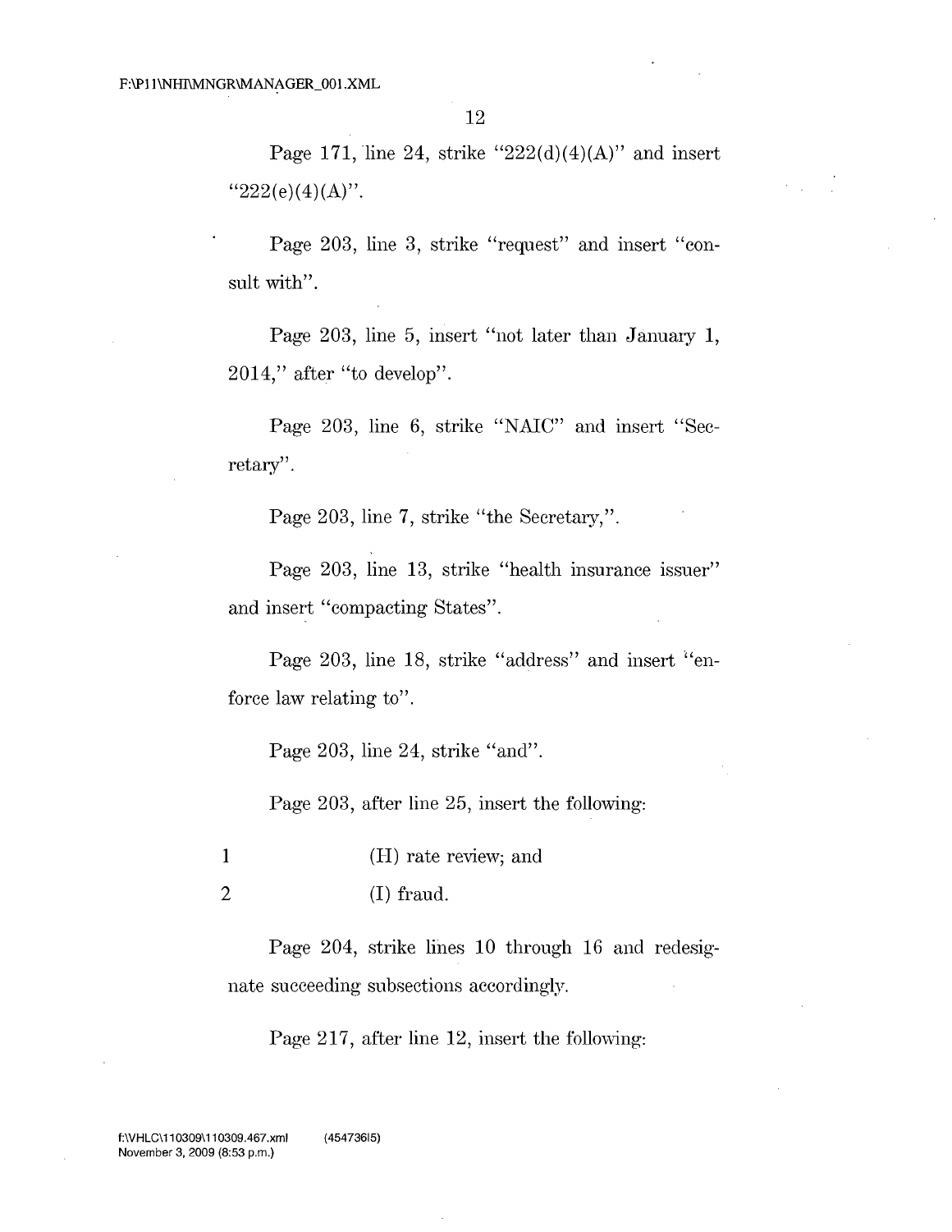Page 171, line 24, strike "222(d)(4)(A)" and insert "222(e)(4)(A)".

Page 203, line 3, strike "request" and insert "consult with".

Page 203, line 5, insert "not later than January 1, 2014," after "to develop".

Page 203, line 6, strike "NAIC" and insert "Secretary".

Page 203, line 7, strike "the Secretary,".

Page 203, line 13, strike "health insurance issuer" and insert "compacting States".

Page 203, line 18, strike "address" and insert "enforce law relating to".

Page 203, line 24, strike "and".

Page 203, after line 25, insert the following:

1 (H) rate review; and
2 (I) fraud.

Page 204, strike lines 10 through 16 and redesignate succeeding subsections accordingly.

Page 217, after line 12, insert the following: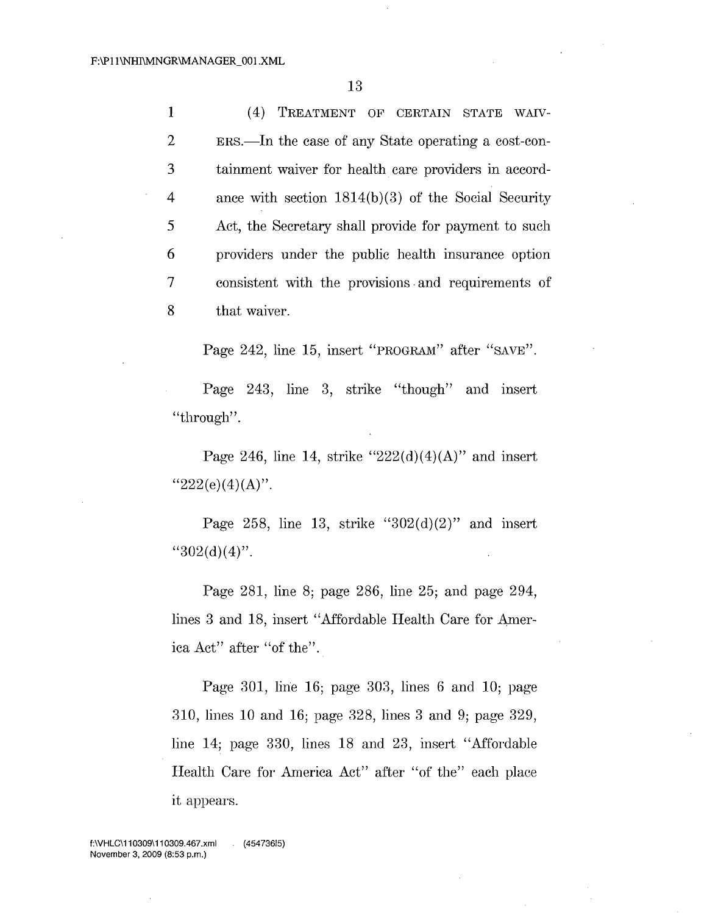(4) TREATMENT OF CERTAIN STATE WAIVERS.—In the case of any State operating a cost-containment waiver for health care providers in accordance with section 1814(b)(3) of the Social Security Act, the Secretary shall provide for payment to such providers under the public health insurance option consistent with the provisions and requirements of that waiver.

Page 242, line 15, insert "PROGRAM" after "SAVE".

Page 243, line 3, strike "though" and insert "through".

Page 246, line 14, strike "222(d)(4)(A)" and insert "222(e)(4)(A)".

Page 258, line 13, strike "302(d)(2)" and insert "302(d)(4)".

Page 281, line 8; page 286, line 25; and page 294, lines 3 and 18, insert "Affordable Health Care for America Act" after "of the".

Page 301, line 16; page 303, lines 6 and 10; page 310, lines 10 and 16; page 328, lines 3 and 9; page 329, line 14; page 330, lines 18 and 23, insert "Affordable Health Care for America Act" after "of the" each place it appears.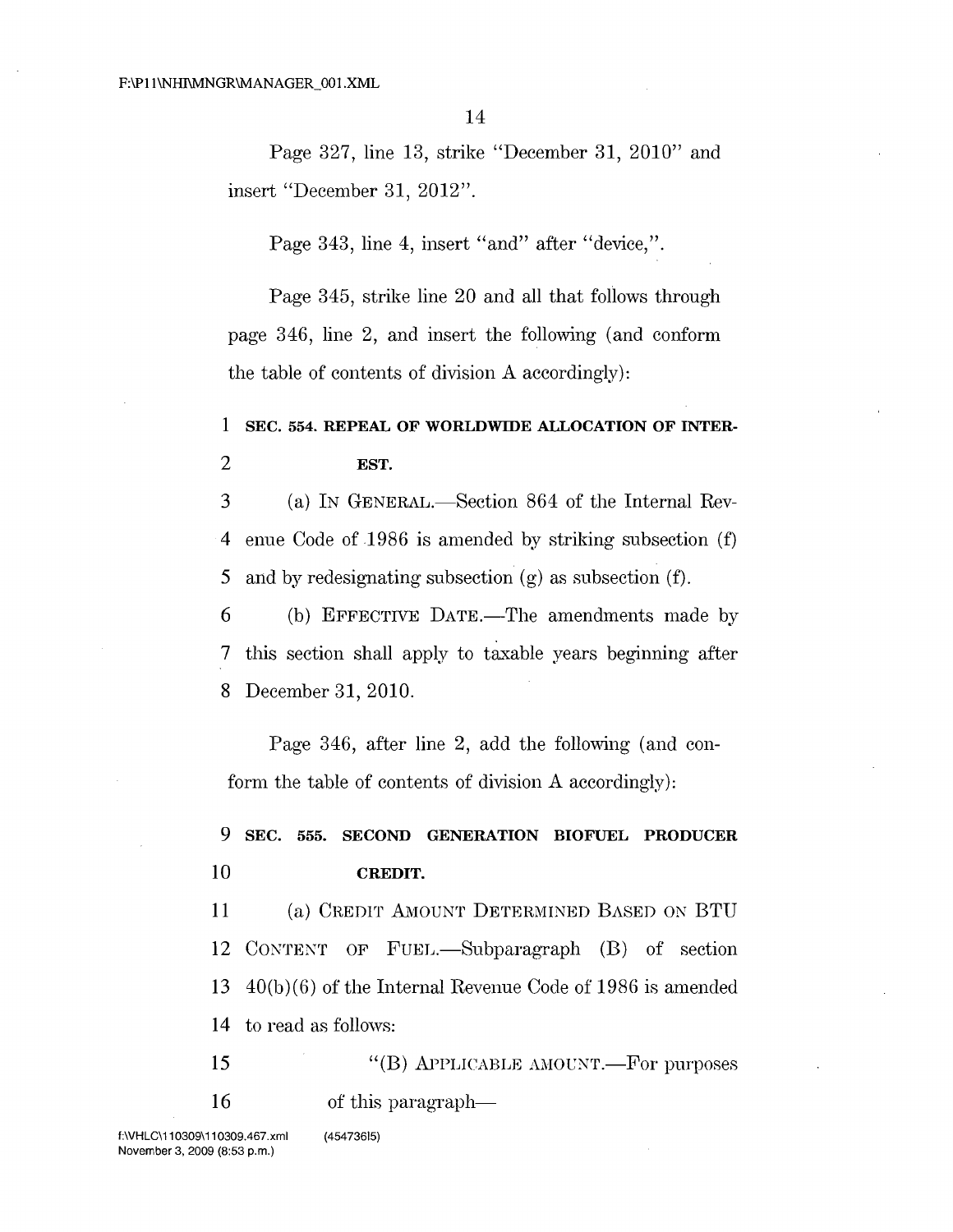Page 327, line 13, strike "December 31, 2010" and insert "December 31, 2012".

Page 343, line 4, insert "and" after "device,".

Page 345, strike line 20 and all that follows through page 346, line 2, and insert the following (and conform the table of contents of division A accordingly):

**SEC. 554. REPEAL OF WORLDWIDE ALLOCATION OF INTEREST.**

(a) IN GENERAL.—Section 864 of the Internal Revenue Code of 1986 is amended by striking subsection (f) and by redesignating subsection (g) as subsection (f).

(b) EFFECTIVE DATE.—The amendments made by this section shall apply to taxable years beginning after December 31, 2010.

Page 346, after line 2, add the following (and conform the table of contents of division A accordingly):

**SEC. 555. SECOND GENERATION BIOFUEL PRODUCER CREDIT.**

(a) CREDIT AMOUNT DETERMINED BASED ON BTU CONTENT OF FUEL.—Subparagraph (B) of section 40(b)(6) of the Internal Revenue Code of 1986 is amended to read as follows:

"(B) APPLICABLE AMOUNT.—For purposes of this paragraph—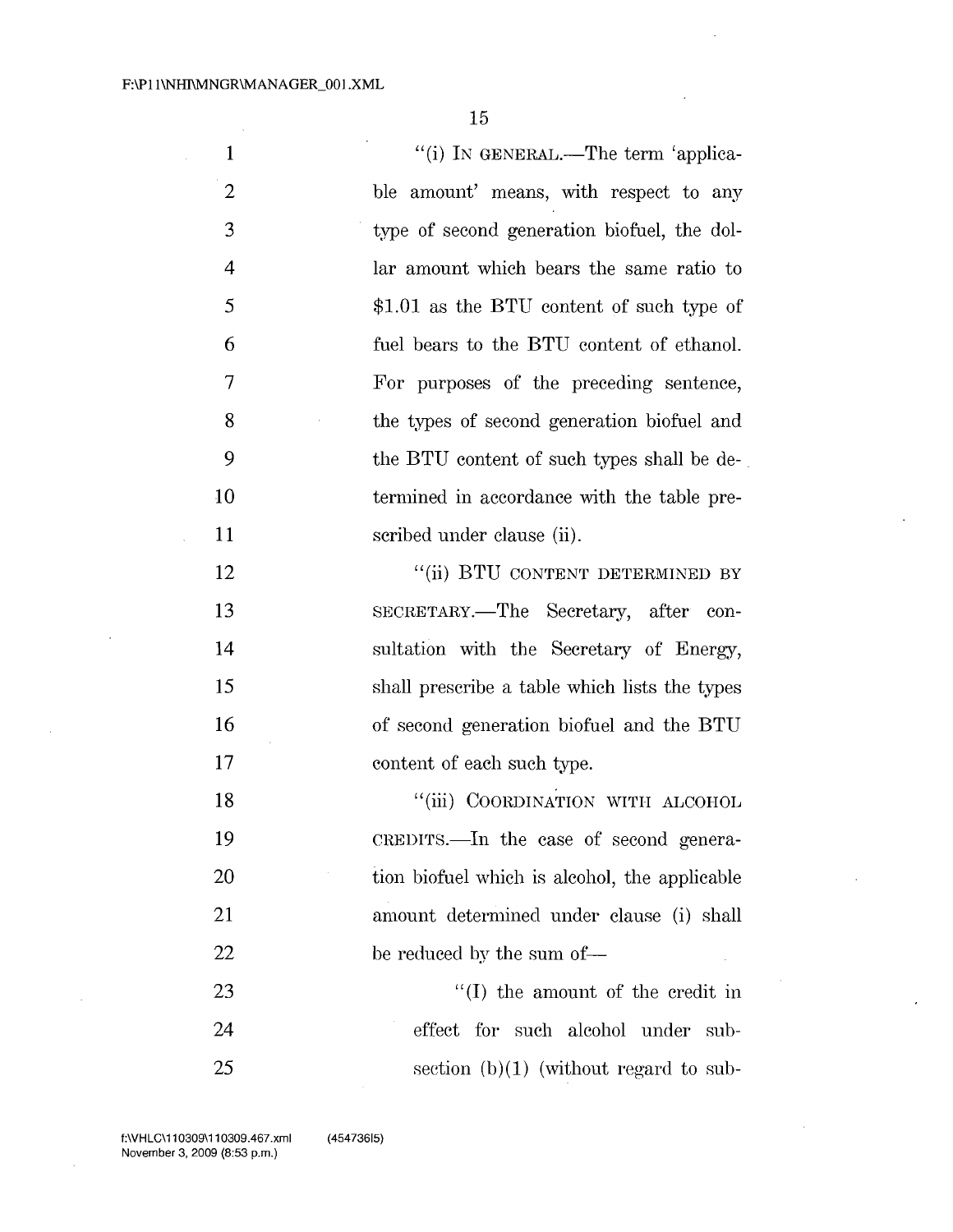"(i) IN GENERAL.—The term 'applicable amount' means, with respect to any type of second generation biofuel, the dollar amount which bears the same ratio to $1.01 as the BTU content of such type of fuel bears to the BTU content of ethanol. For purposes of the preceding sentence, the types of second generation biofuel and the BTU content of such types shall be determined in accordance with the table prescribed under clause (ii).

"(ii) BTU CONTENT DETERMINED BY SECRETARY.—The Secretary, after consultation with the Secretary of Energy, shall prescribe a table which lists the types of second generation biofuel and the BTU content of each such type.

"(iii) COORDINATION WITH ALCOHOL CREDITS.—In the case of second generation biofuel which is alcohol, the applicable amount determined under clause (i) shall be reduced by the sum of—

"(I) the amount of the credit in effect for such alcohol under subsection (b)(1) (without regard to sub-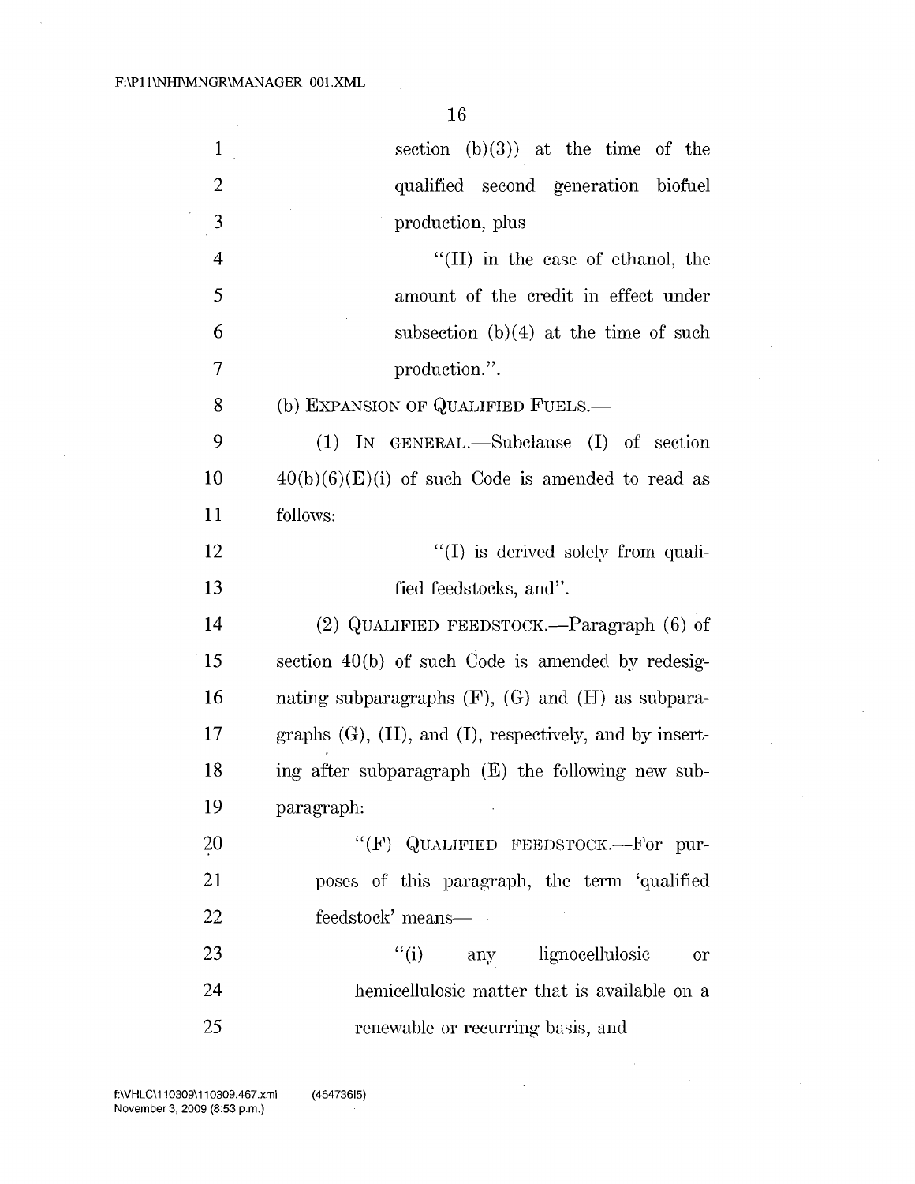section (b)(3)) at the time of the qualified second generation biofuel production, plus

"(II) in the case of ethanol, the amount of the credit in effect under subsection (b)(4) at the time of such production.".

(b) EXPANSION OF QUALIFIED FUELS.—

(1) IN GENERAL.—Subclause (I) of section 40(b)(6)(E)(i) of such Code is amended to read as follows:

"(I) is derived solely from qualified feedstocks, and".

(2) QUALIFIED FEEDSTOCK.—Paragraph (6) of section 40(b) of such Code is amended by redesignating subparagraphs (F), (G) and (H) as subparagraphs (G), (H), and (I), respectively, and by inserting after subparagraph (E) the following new subparagraph:

"(F) QUALIFIED FEEDSTOCK.—For purposes of this paragraph, the term 'qualified feedstock' means—

"(i) any lignocellulosic or hemicellulosic matter that is available on a renewable or recurring basis, and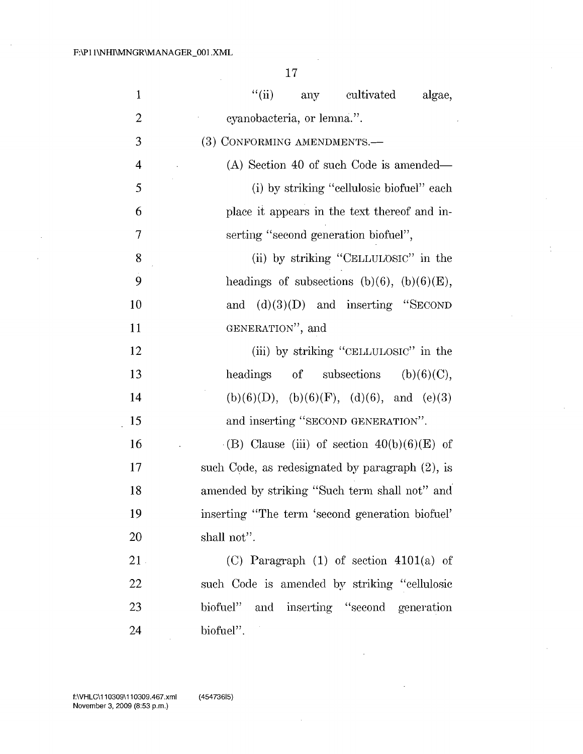"(ii) any cultivated algae, cyanobacteria, or lemna.".

(3) CONFORMING AMENDMENTS.—

(A) Section 40 of such Code is amended—

(i) by striking "cellulosic biofuel" each place it appears in the text thereof and inserting "second generation biofuel",

(ii) by striking "CELLULOSIC" in the headings of subsections (b)(6), (b)(6)(E), and (d)(3)(D) and inserting "SECOND GENERATION", and

(iii) by striking "CELLULOSIC" in the headings of subsections (b)(6)(C), (b)(6)(D), (b)(6)(F), (d)(6), and (e)(3) and inserting "SECOND GENERATION".

(B) Clause (iii) of section 40(b)(6)(E) of such Code, as redesignated by paragraph (2), is amended by striking "Such term shall not" and inserting "The term 'second generation biofuel' shall not".

(C) Paragraph (1) of section 4101(a) of such Code is amended by striking "cellulosic biofuel" and inserting "second generation biofuel".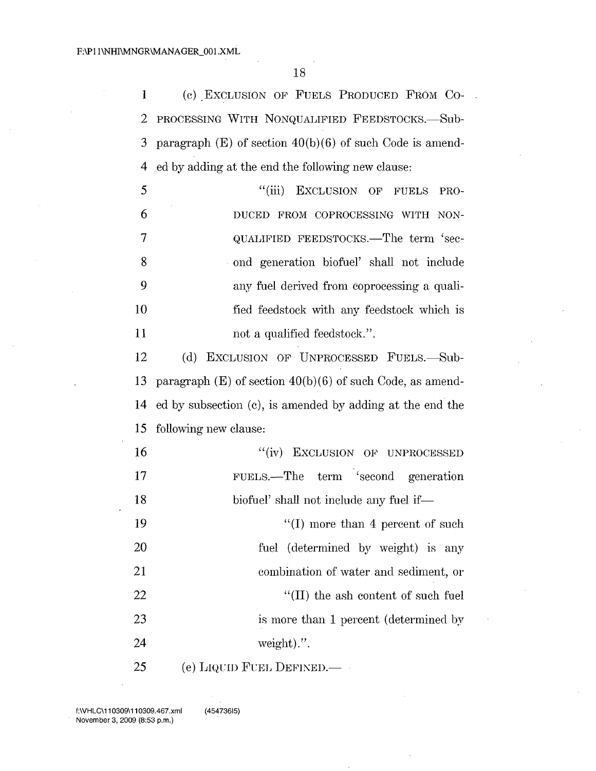(c) EXCLUSION OF FUELS PRODUCED FROM CO-PROCESSING WITH NONQUALIFIED FEEDSTOCKS.—Subparagraph (E) of section 40(b)(6) of such Code is amended by adding at the end the following new clause:

"(iii) EXCLUSION OF FUELS PRODUCED FROM COPROCESSING WITH NONQUALIFIED FEEDSTOCKS.—The term 'second generation biofuel' shall not include any fuel derived from coprocessing a qualified feedstock with any feedstock which is not a qualified feedstock.".

(d) EXCLUSION OF UNPROCESSED FUELS.—Subparagraph (E) of section 40(b)(6) of such Code, as amended by subsection (c), is amended by adding at the end the following new clause:

"(iv) EXCLUSION OF UNPROCESSED FUELS.—The term 'second generation biofuel' shall not include any fuel if—

"(I) more than 4 percent of such fuel (determined by weight) is any combination of water and sediment, or

"(II) the ash content of such fuel is more than 1 percent (determined by weight).".

(e) LIQUID FUEL DEFINED.—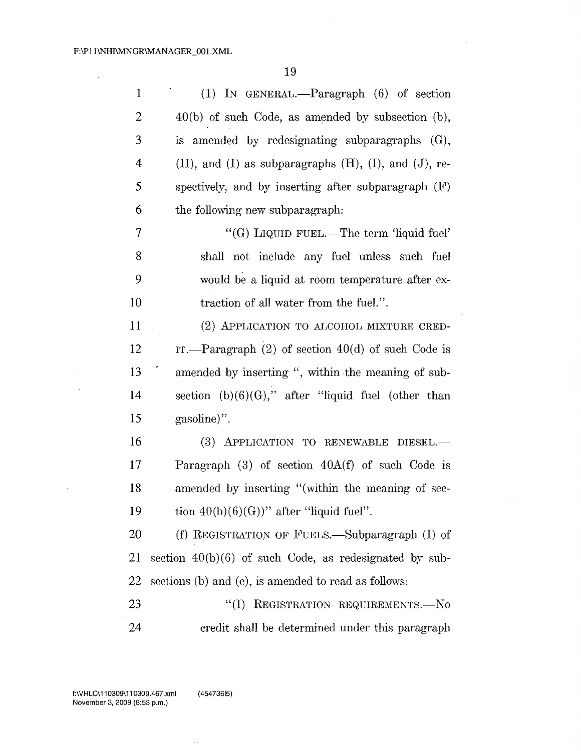(1) IN GENERAL.—Paragraph (6) of section 40(b) of such Code, as amended by subsection (b), is amended by redesignating subparagraphs (G), (H), and (I) as subparagraphs (H), (I), and (J), respectively, and by inserting after subparagraph (F) the following new subparagraph:

"(G) LIQUID FUEL.—The term 'liquid fuel' shall not include any fuel unless such fuel would be a liquid at room temperature after extraction of all water from the fuel.".

(2) APPLICATION TO ALCOHOL MIXTURE CREDIT.—Paragraph (2) of section 40(d) of such Code is amended by inserting ", within the meaning of subsection (b)(6)(G)," after "liquid fuel (other than gasoline)".

(3) APPLICATION TO RENEWABLE DIESEL.—Paragraph (3) of section 40A(f) of such Code is amended by inserting "(within the meaning of section 40(b)(6)(G))" after "liquid fuel".

(f) REGISTRATION OF FUELS.—Subparagraph (I) of section 40(b)(6) of such Code, as redesignated by subsections (b) and (e), is amended to read as follows:

"(I) REGISTRATION REQUIREMENTS.—No credit shall be determined under this paragraph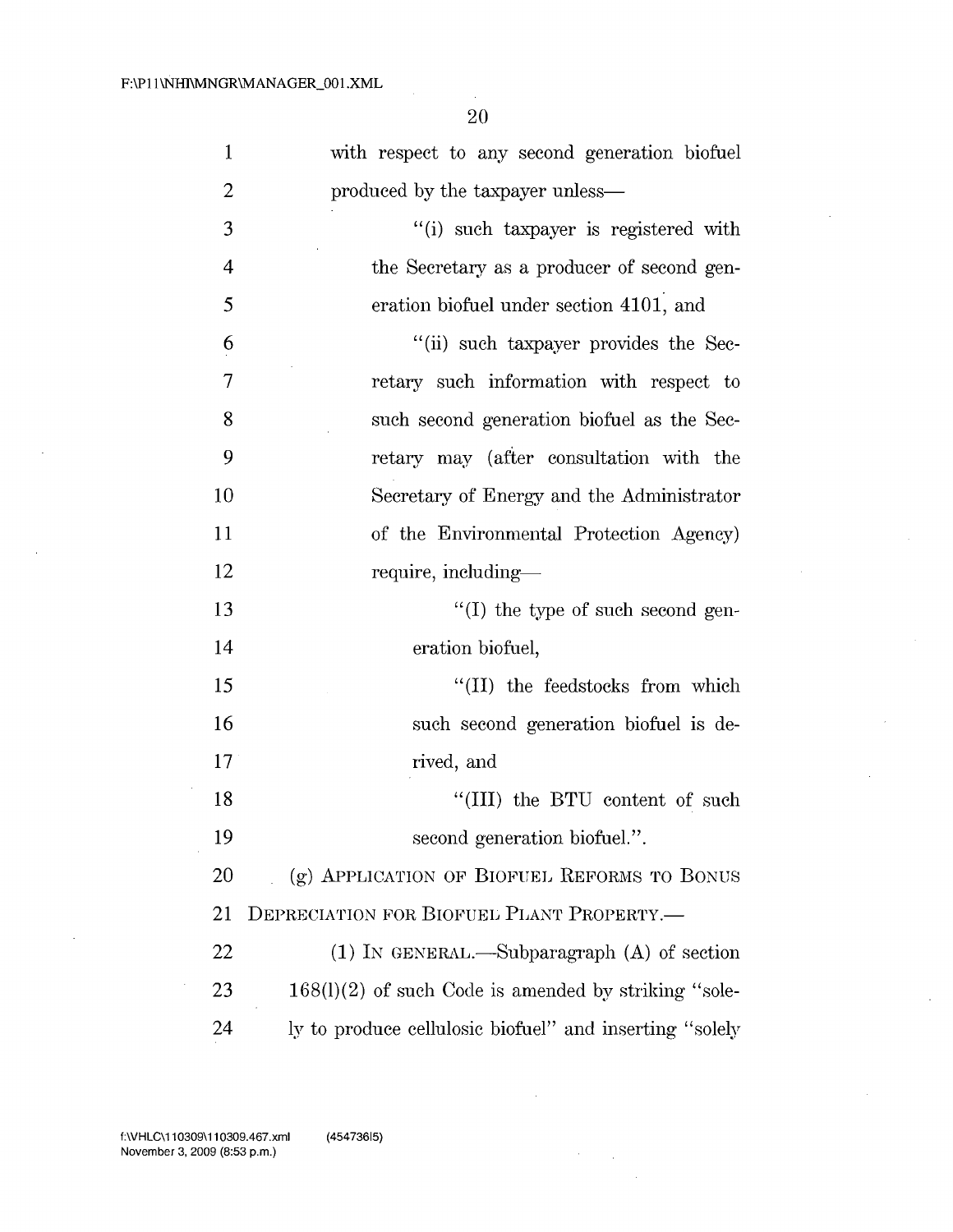with respect to any second generation biofuel produced by the taxpayer unless—

"(i) such taxpayer is registered with the Secretary as a producer of second generation biofuel under section 4101, and

"(ii) such taxpayer provides the Secretary such information with respect to such second generation biofuel as the Secretary may (after consultation with the Secretary of Energy and the Administrator of the Environmental Protection Agency) require, including—

"(I) the type of such second generation biofuel,

"(II) the feedstocks from which such second generation biofuel is derived, and

"(III) the BTU content of such second generation biofuel.".

(g) APPLICATION OF BIOFUEL REFORMS TO BONUS DEPRECIATION FOR BIOFUEL PLANT PROPERTY.—

(1) IN GENERAL.—Subparagraph (A) of section 168(l)(2) of such Code is amended by striking "solely to produce cellulosic biofuel" and inserting "solely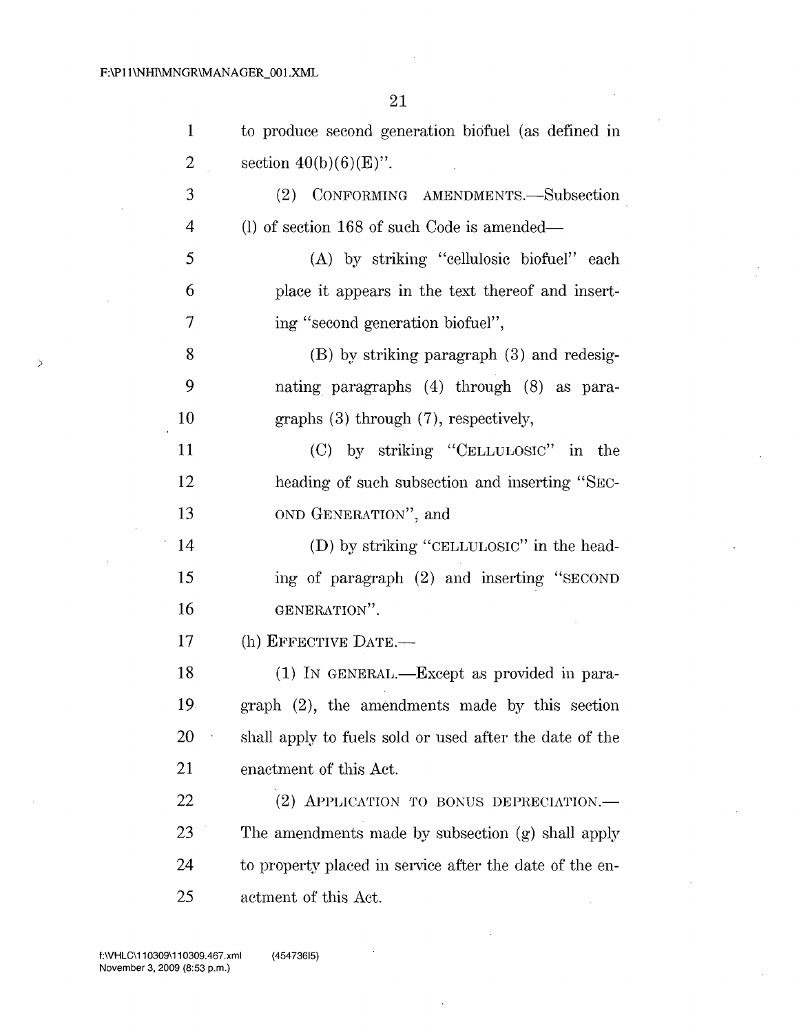to produce second generation biofuel (as defined in section 40(b)(6)(E)".

(2) CONFORMING AMENDMENTS.—Subsection (l) of section 168 of such Code is amended—

(A) by striking "cellulosic biofuel" each place it appears in the text thereof and inserting "second generation biofuel",

(B) by striking paragraph (3) and redesignating paragraphs (4) through (8) as paragraphs (3) through (7), respectively,

(C) by striking "CELLULOSIC" in the heading of such subsection and inserting "SECOND GENERATION", and

(D) by striking "CELLULOSIC" in the heading of paragraph (2) and inserting "SECOND GENERATION".

(h) EFFECTIVE DATE.—

(1) IN GENERAL.—Except as provided in paragraph (2), the amendments made by this section shall apply to fuels sold or used after the date of the enactment of this Act.

(2) APPLICATION TO BONUS DEPRECIATION.—The amendments made by subsection (g) shall apply to property placed in service after the date of the enactment of this Act.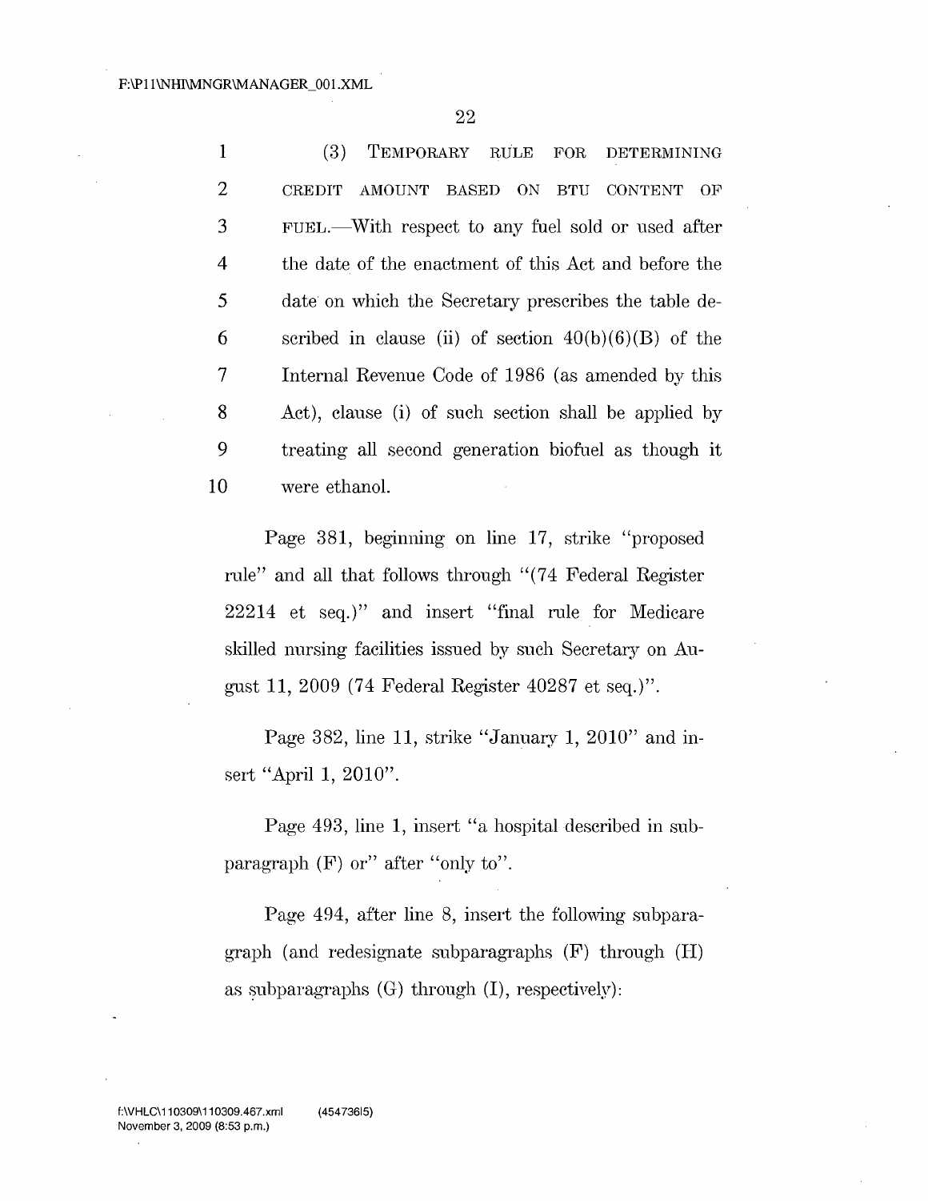(3) TEMPORARY RULE FOR DETERMINING CREDIT AMOUNT BASED ON BTU CONTENT OF FUEL.—With respect to any fuel sold or used after the date of the enactment of this Act and before the date on which the Secretary prescribes the table described in clause (ii) of section 40(b)(6)(B) of the Internal Revenue Code of 1986 (as amended by this Act), clause (i) of such section shall be applied by treating all second generation biofuel as though it were ethanol.

Page 381, beginning on line 17, strike "proposed rule" and all that follows through "(74 Federal Register 22214 et seq.)" and insert "final rule for Medicare skilled nursing facilities issued by such Secretary on August 11, 2009 (74 Federal Register 40287 et seq.)".

Page 382, line 11, strike "January 1, 2010" and insert "April 1, 2010".

Page 493, line 1, insert "a hospital described in subparagraph (F) or" after "only to".

Page 494, after line 8, insert the following subparagraph (and redesignate subparagraphs (F) through (H) as subparagraphs (G) through (I), respectively):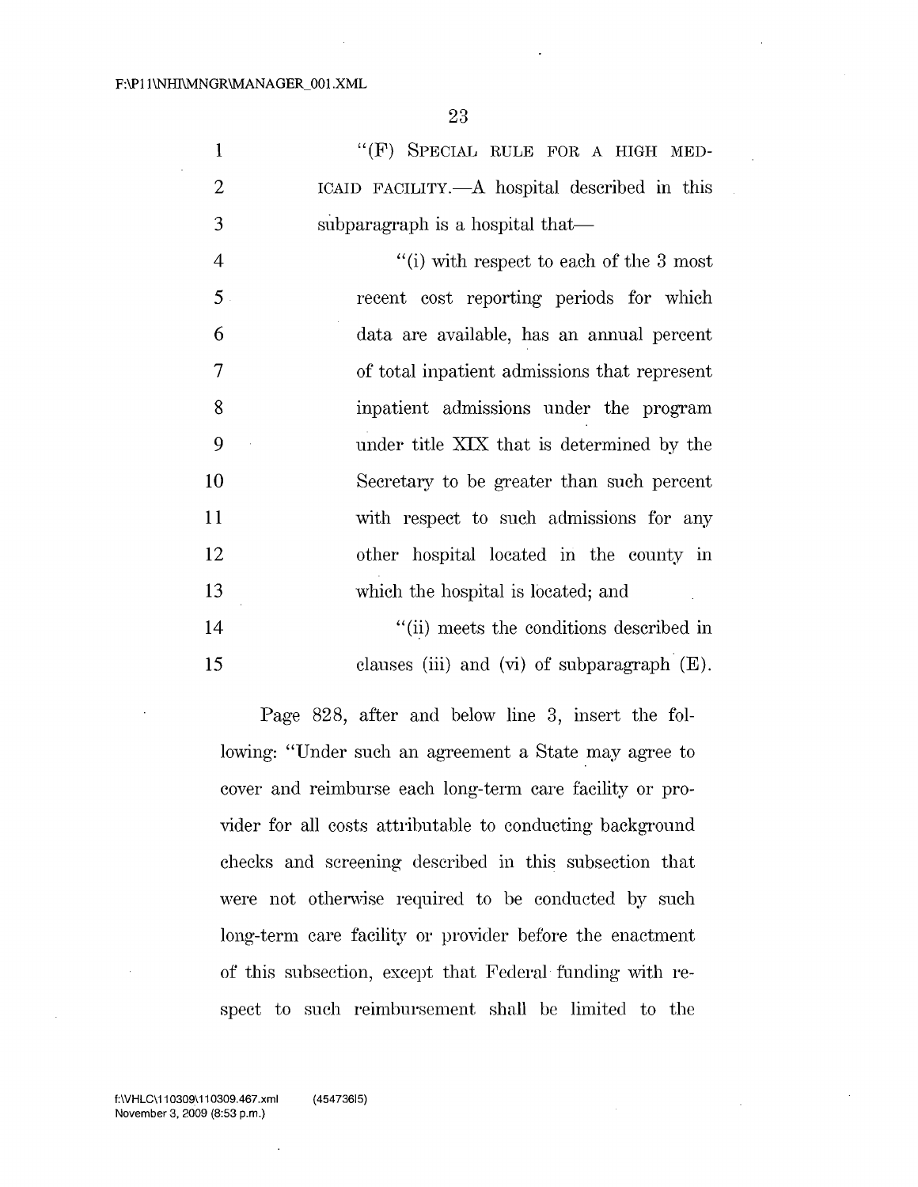"(F) SPECIAL RULE FOR A HIGH MEDICAID FACILITY.—A hospital described in this subparagraph is a hospital that—

"(i) with respect to each of the 3 most recent cost reporting periods for which data are available, has an annual percent of total inpatient admissions that represent inpatient admissions under the program under title XIX that is determined by the Secretary to be greater than such percent with respect to such admissions for any other hospital located in the county in which the hospital is located; and

"(ii) meets the conditions described in clauses (iii) and (vi) of subparagraph (E).

Page 828, after and below line 3, insert the following: "Under such an agreement a State may agree to cover and reimburse each long-term care facility or provider for all costs attributable to conducting background checks and screening described in this subsection that were not otherwise required to be conducted by such long-term care facility or provider before the enactment of this subsection, except that Federal funding with respect to such reimbursement shall be limited to the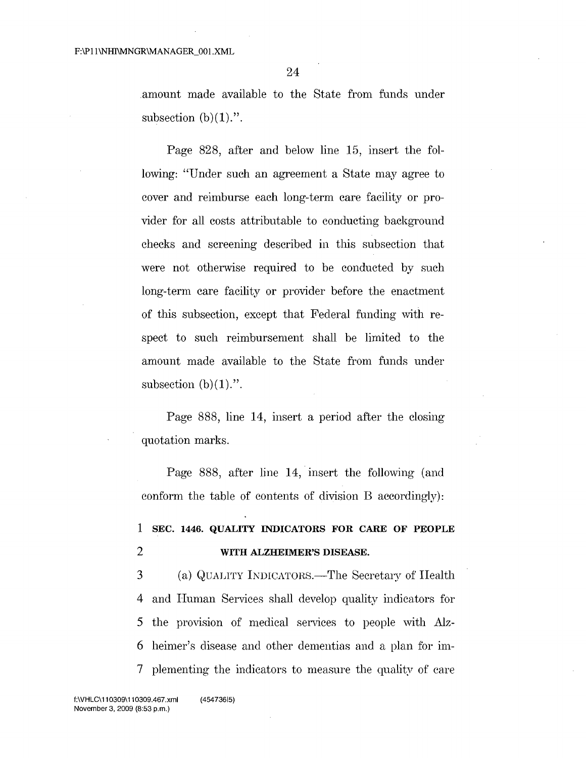amount made available to the State from funds under subsection (b)(1).".

Page 828, after and below line 15, insert the following: "Under such an agreement a State may agree to cover and reimburse each long-term care facility or provider for all costs attributable to conducting background checks and screening described in this subsection that were not otherwise required to be conducted by such long-term care facility or provider before the enactment of this subsection, except that Federal funding with respect to such reimbursement shall be limited to the amount made available to the State from funds under subsection (b)(1).".

Page 888, line 14, insert a period after the closing quotation marks.

Page 888, after line 14, insert the following (and conform the table of contents of division B accordingly):

1 **SEC. 1446. QUALITY INDICATORS FOR CARE OF PEOPLE**
2 **WITH ALZHEIMER'S DISEASE.**

3 (a) QUALITY INDICATORS.—The Secretary of Health
4 and Human Services shall develop quality indicators for
5 the provision of medical services to people with Alz-
6 heimer's disease and other dementias and a plan for im-
7 plementing the indicators to measure the quality of care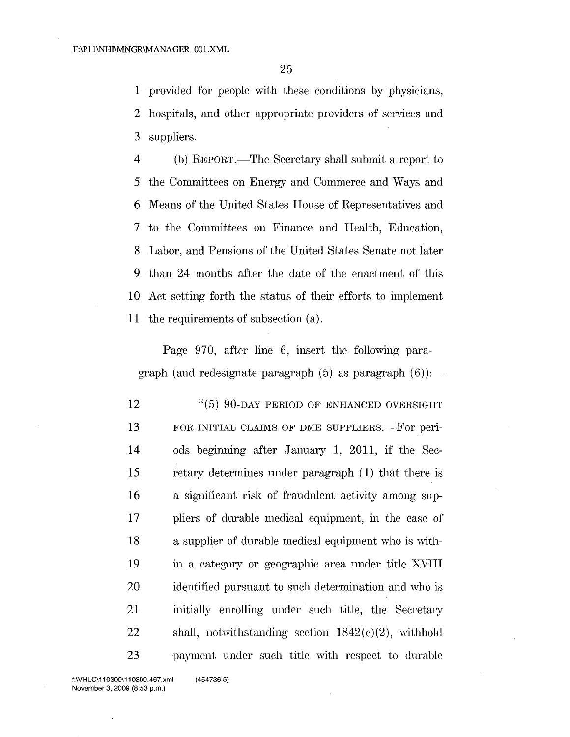provided for people with these conditions by physicians, hospitals, and other appropriate providers of services and suppliers.

(b) REPORT.—The Secretary shall submit a report to the Committees on Energy and Commerce and Ways and Means of the United States House of Representatives and to the Committees on Finance and Health, Education, Labor, and Pensions of the United States Senate not later than 24 months after the date of the enactment of this Act setting forth the status of their efforts to implement the requirements of subsection (a).

Page 970, after line 6, insert the following paragraph (and redesignate paragraph (5) as paragraph (6)):

"(5) 90-DAY PERIOD OF ENHANCED OVERSIGHT FOR INITIAL CLAIMS OF DME SUPPLIERS.—For periods beginning after January 1, 2011, if the Secretary determines under paragraph (1) that there is a significant risk of fraudulent activity among suppliers of durable medical equipment, in the case of a supplier of durable medical equipment who is within a category or geographic area under title XVIII identified pursuant to such determination and who is initially enrolling under such title, the Secretary shall, notwithstanding section 1842(c)(2), withhold payment under such title with respect to durable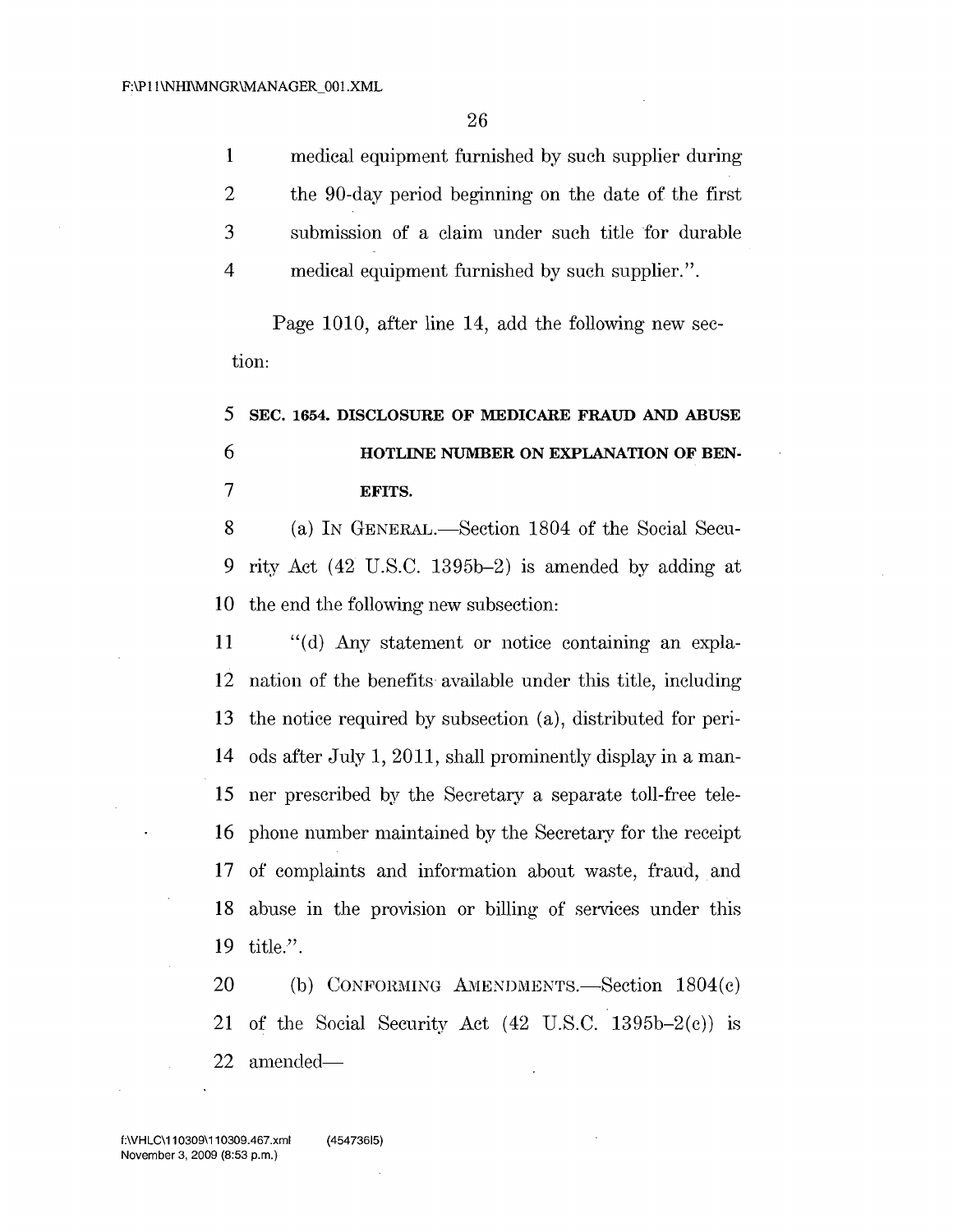medical equipment furnished by such supplier during the 90-day period beginning on the date of the first submission of a claim under such title for durable medical equipment furnished by such supplier.".

Page 1010, after line 14, add the following new section:

**SEC. 1654. DISCLOSURE OF MEDICARE FRAUD AND ABUSE HOTLINE NUMBER ON EXPLANATION OF BENEFITS.**

(a) IN GENERAL.—Section 1804 of the Social Security Act (42 U.S.C. 1395b–2) is amended by adding at the end the following new subsection:

"(d) Any statement or notice containing an explanation of the benefits available under this title, including the notice required by subsection (a), distributed for periods after July 1, 2011, shall prominently display in a manner prescribed by the Secretary a separate toll-free telephone number maintained by the Secretary for the receipt of complaints and information about waste, fraud, and abuse in the provision or billing of services under this title.".

(b) CONFORMING AMENDMENTS.—Section 1804(c) of the Social Security Act (42 U.S.C. 1395b–2(c)) is amended—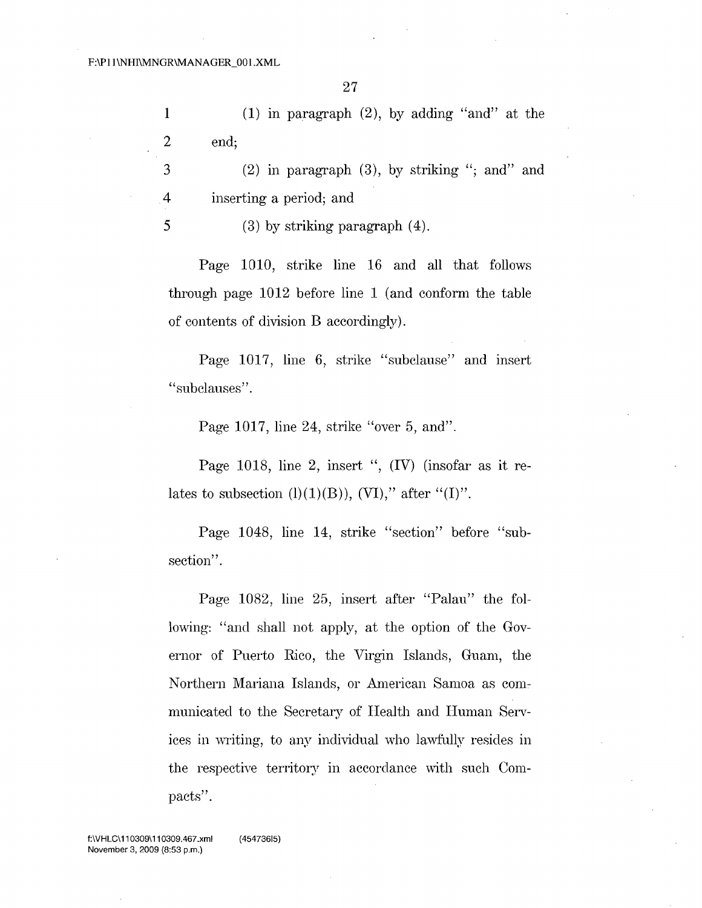(1) in paragraph (2), by adding "and" at the end;

(2) in paragraph (3), by striking "; and" and inserting a period; and

(3) by striking paragraph (4).

Page 1010, strike line 16 and all that follows through page 1012 before line 1 (and conform the table of contents of division B accordingly).

Page 1017, line 6, strike "subclause" and insert "subclauses".

Page 1017, line 24, strike "over 5, and".

Page 1018, line 2, insert ", (IV) (insofar as it relates to subsection (l)(1)(B)), (VI)," after "(I)".

Page 1048, line 14, strike "section" before "subsection".

Page 1082, line 25, insert after "Palau" the following: "and shall not apply, at the option of the Governor of Puerto Rico, the Virgin Islands, Guam, the Northern Mariana Islands, or American Samoa as communicated to the Secretary of Health and Human Services in writing, to any individual who lawfully resides in the respective territory in accordance with such Compacts".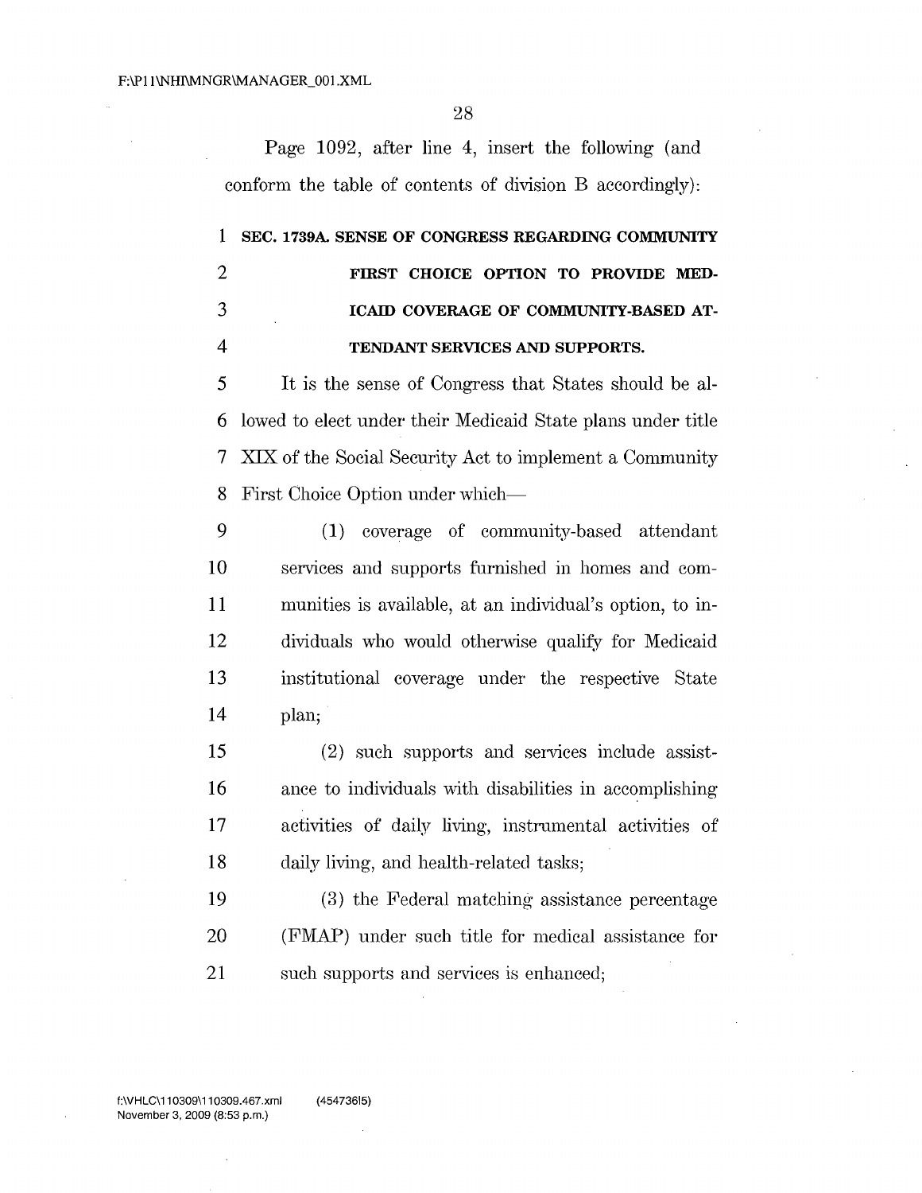Page 1092, after line 4, insert the following (and conform the table of contents of division B accordingly):

**SEC. 1739A. SENSE OF CONGRESS REGARDING COMMUNITY FIRST CHOICE OPTION TO PROVIDE MEDICAID COVERAGE OF COMMUNITY-BASED ATTENDANT SERVICES AND SUPPORTS.**

It is the sense of Congress that States should be allowed to elect under their Medicaid State plans under title XIX of the Social Security Act to implement a Community First Choice Option under which—

(1) coverage of community-based attendant services and supports furnished in homes and communities is available, at an individual's option, to individuals who would otherwise qualify for Medicaid institutional coverage under the respective State plan;

(2) such supports and services include assistance to individuals with disabilities in accomplishing activities of daily living, instrumental activities of daily living, and health-related tasks;

(3) the Federal matching assistance percentage (FMAP) under such title for medical assistance for such supports and services is enhanced;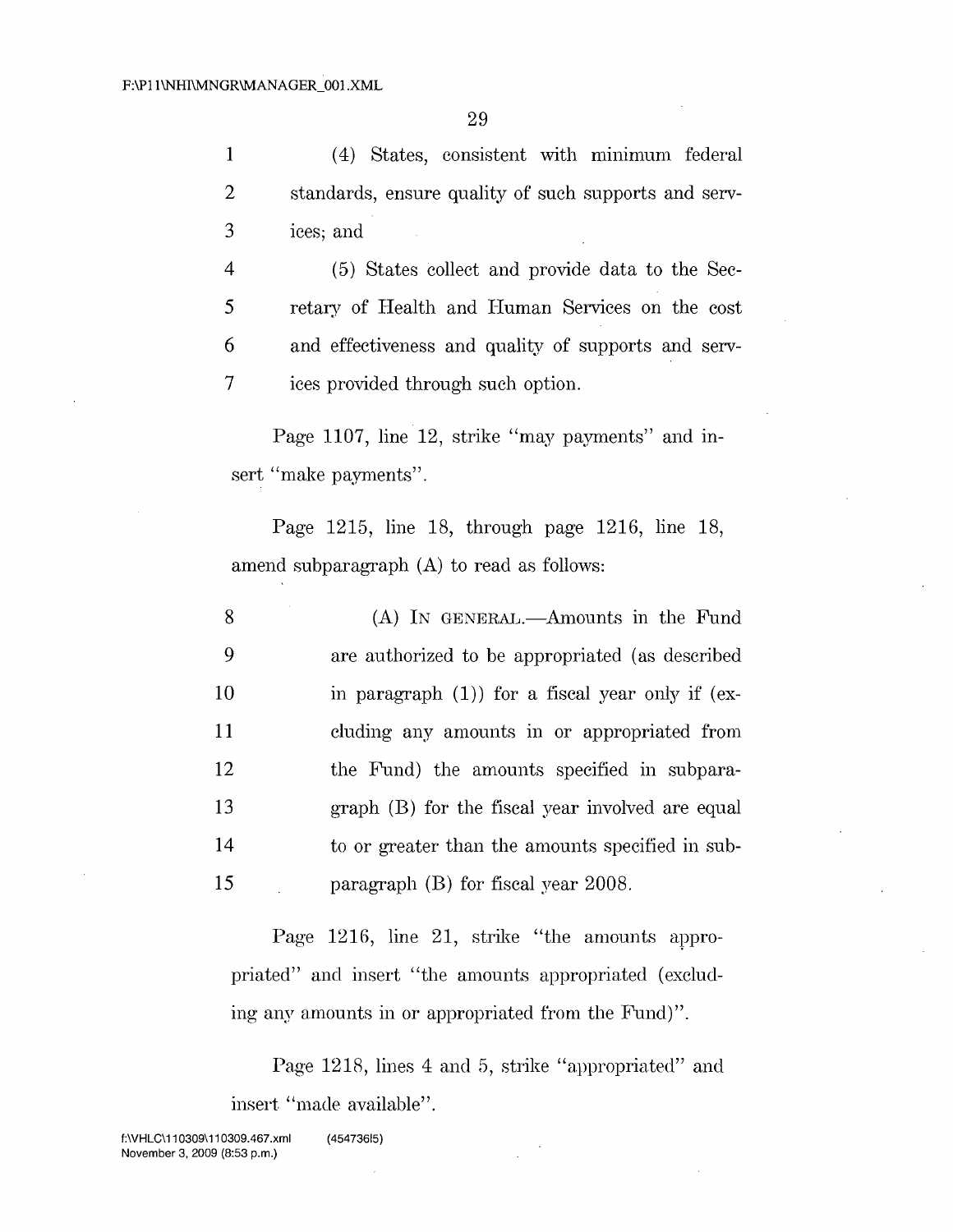(4) States, consistent with minimum federal standards, ensure quality of such supports and services; and

(5) States collect and provide data to the Secretary of Health and Human Services on the cost and effectiveness and quality of supports and services provided through such option.

Page 1107, line 12, strike "may payments" and insert "make payments".

Page 1215, line 18, through page 1216, line 18, amend subparagraph (A) to read as follows:

(A) IN GENERAL.—Amounts in the Fund are authorized to be appropriated (as described in paragraph (1)) for a fiscal year only if (excluding any amounts in or appropriated from the Fund) the amounts specified in subparagraph (B) for the fiscal year involved are equal to or greater than the amounts specified in subparagraph (B) for fiscal year 2008.

Page 1216, line 21, strike "the amounts appropriated" and insert "the amounts appropriated (excluding any amounts in or appropriated from the Fund)".

Page 1218, lines 4 and 5, strike "appropriated" and insert "made available".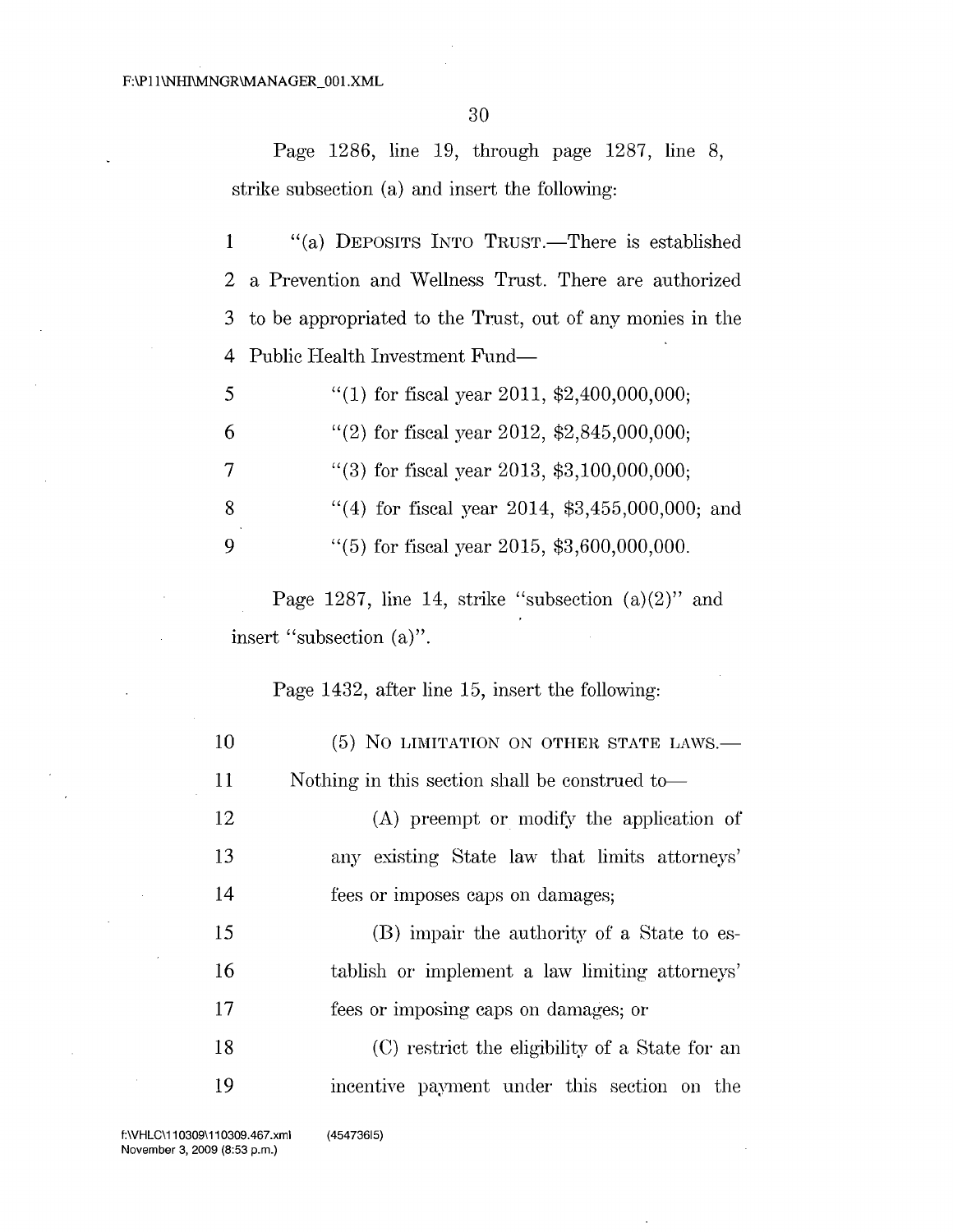Page 1286, line 19, through page 1287, line 8, strike subsection (a) and insert the following:

1 "(a) DEPOSITS INTO TRUST.—There is established
2 a Prevention and Wellness Trust. There are authorized
3 to be appropriated to the Trust, out of any monies in the
4 Public Health Investment Fund—

5 "(1) for fiscal year 2011, $2,400,000,000;

6 "(2) for fiscal year 2012, $2,845,000,000;

7 "(3) for fiscal year 2013, $3,100,000,000;

8 "(4) for fiscal year 2014, $3,455,000,000; and

9 "(5) for fiscal year 2015, $3,600,000,000.

Page 1287, line 14, strike "subsection (a)(2)" and insert "subsection (a)".

Page 1432, after line 15, insert the following:

10 (5) NO LIMITATION ON OTHER STATE LAWS.—
11 Nothing in this section shall be construed to—

12 (A) preempt or modify the application of
13 any existing State law that limits attorneys'
14 fees or imposes caps on damages;

15 (B) impair the authority of a State to es-
16 tablish or implement a law limiting attorneys'
17 fees or imposing caps on damages; or

18 (C) restrict the eligibility of a State for an
19 incentive payment under this section on the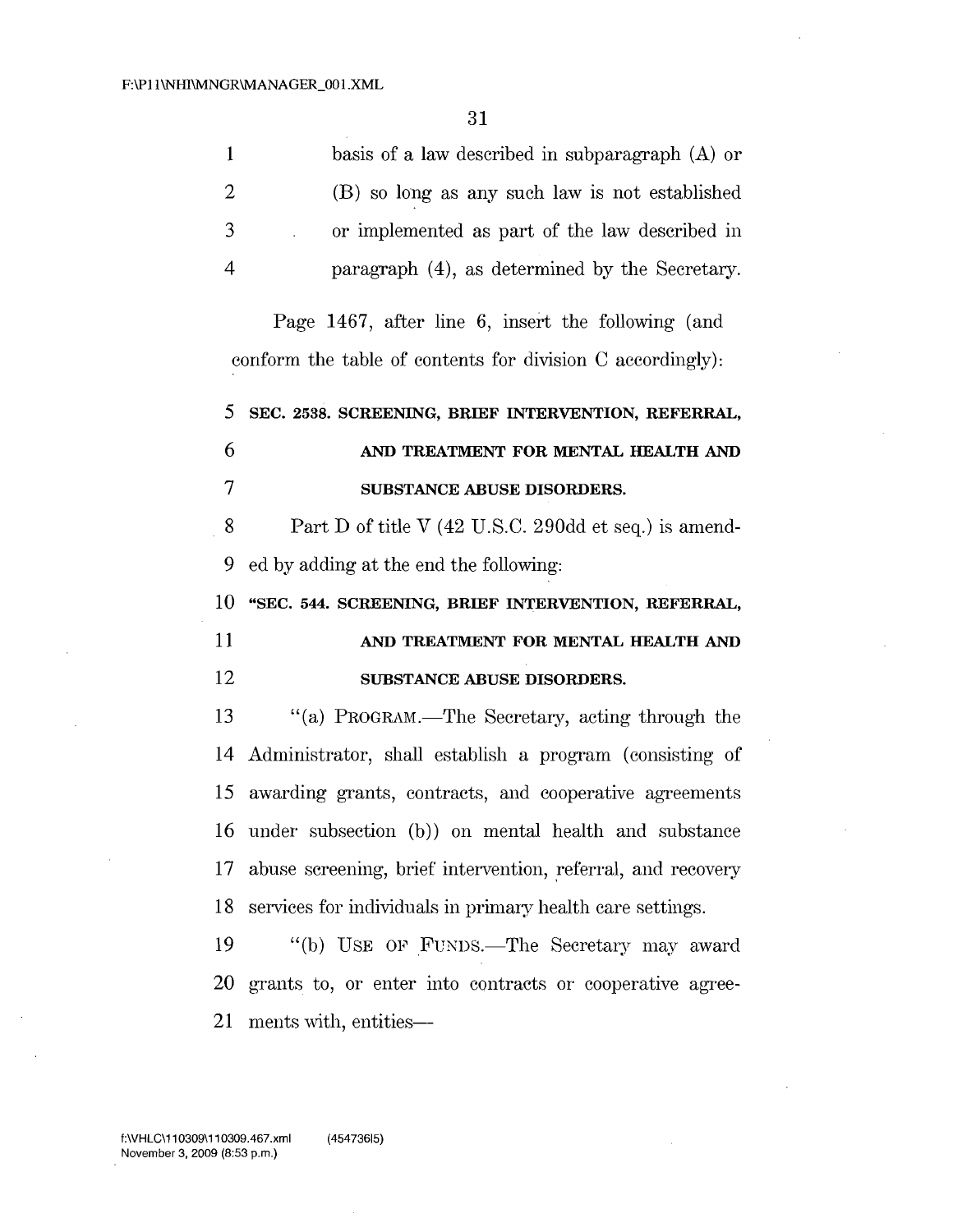basis of a law described in subparagraph (A) or (B) so long as any such law is not established or implemented as part of the law described in paragraph (4), as determined by the Secretary.

Page 1467, after line 6, insert the following (and conform the table of contents for division C accordingly):

**SEC. 2538. SCREENING, BRIEF INTERVENTION, REFERRAL, AND TREATMENT FOR MENTAL HEALTH AND SUBSTANCE ABUSE DISORDERS.**

Part D of title V (42 U.S.C. 290dd et seq.) is amended by adding at the end the following:

**"SEC. 544. SCREENING, BRIEF INTERVENTION, REFERRAL, AND TREATMENT FOR MENTAL HEALTH AND SUBSTANCE ABUSE DISORDERS.**

"(a) PROGRAM.—The Secretary, acting through the Administrator, shall establish a program (consisting of awarding grants, contracts, and cooperative agreements under subsection (b)) on mental health and substance abuse screening, brief intervention, referral, and recovery services for individuals in primary health care settings.

"(b) USE OF FUNDS.—The Secretary may award grants to, or enter into contracts or cooperative agreements with, entities—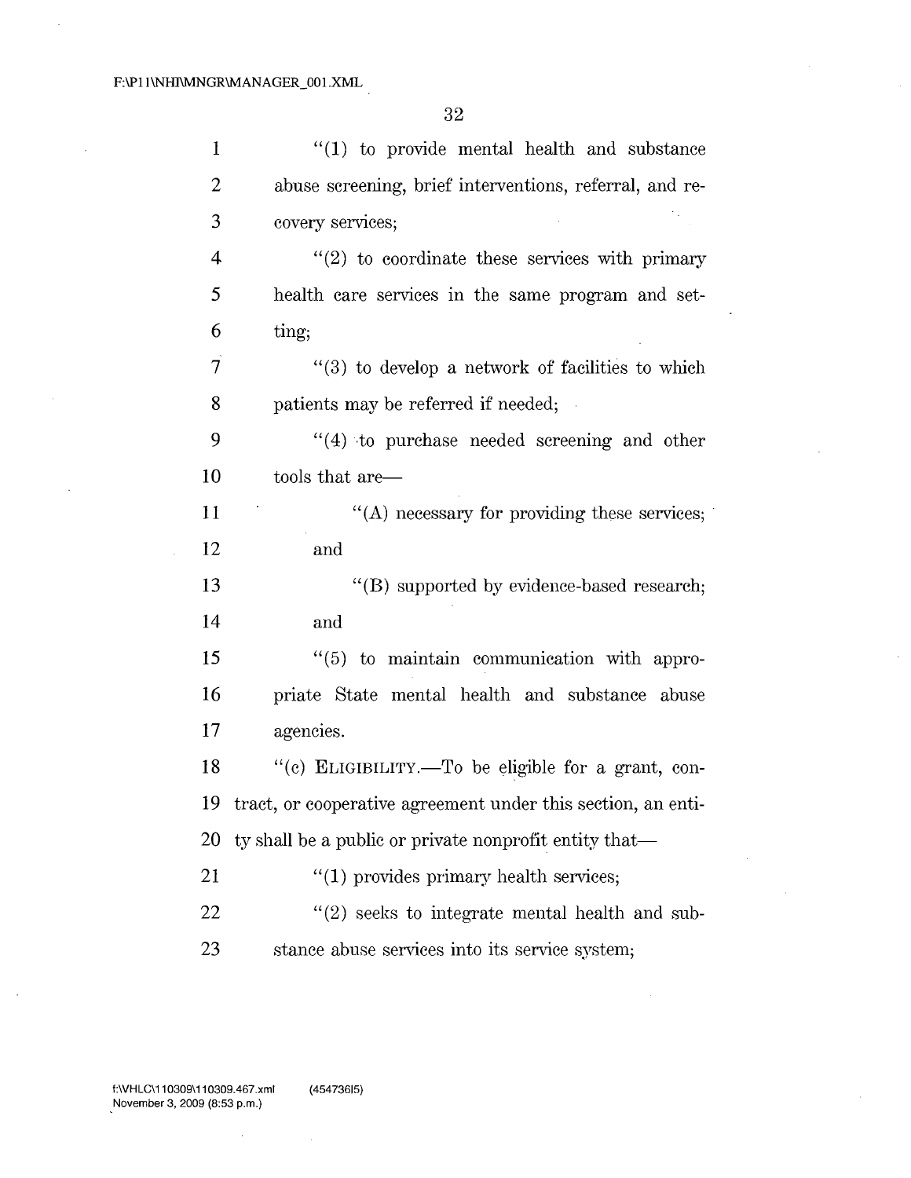"(1) to provide mental health and substance abuse screening, brief interventions, referral, and recovery services;

"(2) to coordinate these services with primary health care services in the same program and setting;

"(3) to develop a network of facilities to which patients may be referred if needed;

"(4) to purchase needed screening and other tools that are—

"(A) necessary for providing these services; and

"(B) supported by evidence-based research; and

"(5) to maintain communication with appropriate State mental health and substance abuse agencies.

"(c) ELIGIBILITY.—To be eligible for a grant, contract, or cooperative agreement under this section, an entity shall be a public or private nonprofit entity that—

"(1) provides primary health services;

"(2) seeks to integrate mental health and substance abuse services into its service system;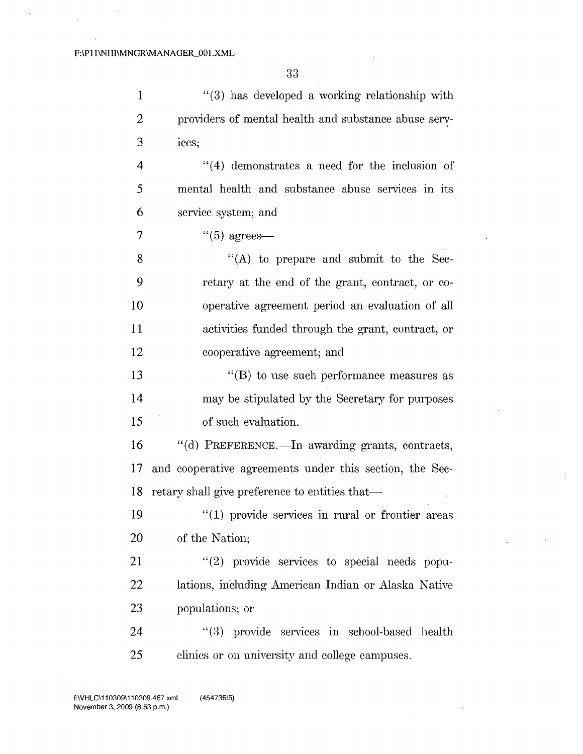"(3) has developed a working relationship with providers of mental health and substance abuse services;

"(4) demonstrates a need for the inclusion of mental health and substance abuse services in its service system; and

"(5) agrees—

"(A) to prepare and submit to the Secretary at the end of the grant, contract, or cooperative agreement period an evaluation of all activities funded through the grant, contract, or cooperative agreement; and

"(B) to use such performance measures as may be stipulated by the Secretary for purposes of such evaluation.

"(d) PREFERENCE.—In awarding grants, contracts, and cooperative agreements under this section, the Secretary shall give preference to entities that—

"(1) provide services in rural or frontier areas of the Nation;

"(2) provide services to special needs populations, including American Indian or Alaska Native populations; or

"(3) provide services in school-based health clinics or on university and college campuses.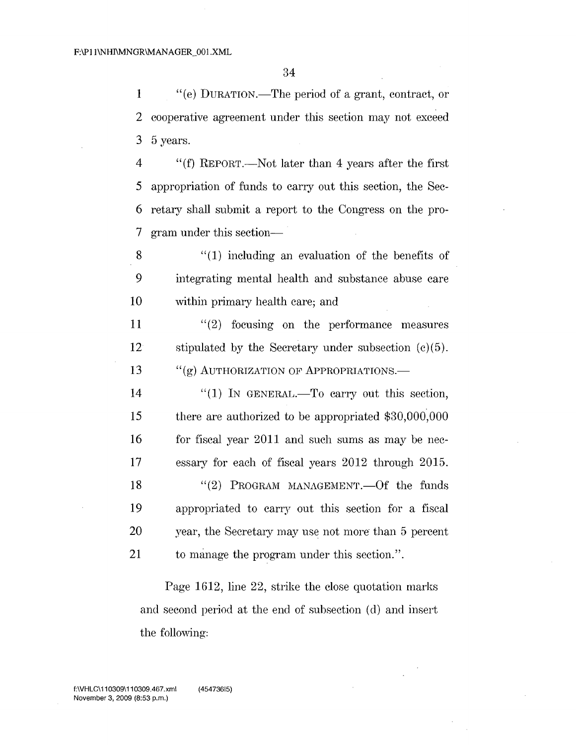"(e) DURATION.—The period of a grant, contract, or cooperative agreement under this section may not exceed 5 years.

"(f) REPORT.—Not later than 4 years after the first appropriation of funds to carry out this section, the Secretary shall submit a report to the Congress on the program under this section—

"(1) including an evaluation of the benefits of integrating mental health and substance abuse care within primary health care; and

"(2) focusing on the performance measures stipulated by the Secretary under subsection (c)(5).

"(g) AUTHORIZATION OF APPROPRIATIONS.—

"(1) IN GENERAL.—To carry out this section, there are authorized to be appropriated $30,000,000 for fiscal year 2011 and such sums as may be necessary for each of fiscal years 2012 through 2015.

"(2) PROGRAM MANAGEMENT.—Of the funds appropriated to carry out this section for a fiscal year, the Secretary may use not more than 5 percent to manage the program under this section.".

Page 1612, line 22, strike the close quotation marks and second period at the end of subsection (d) and insert the following: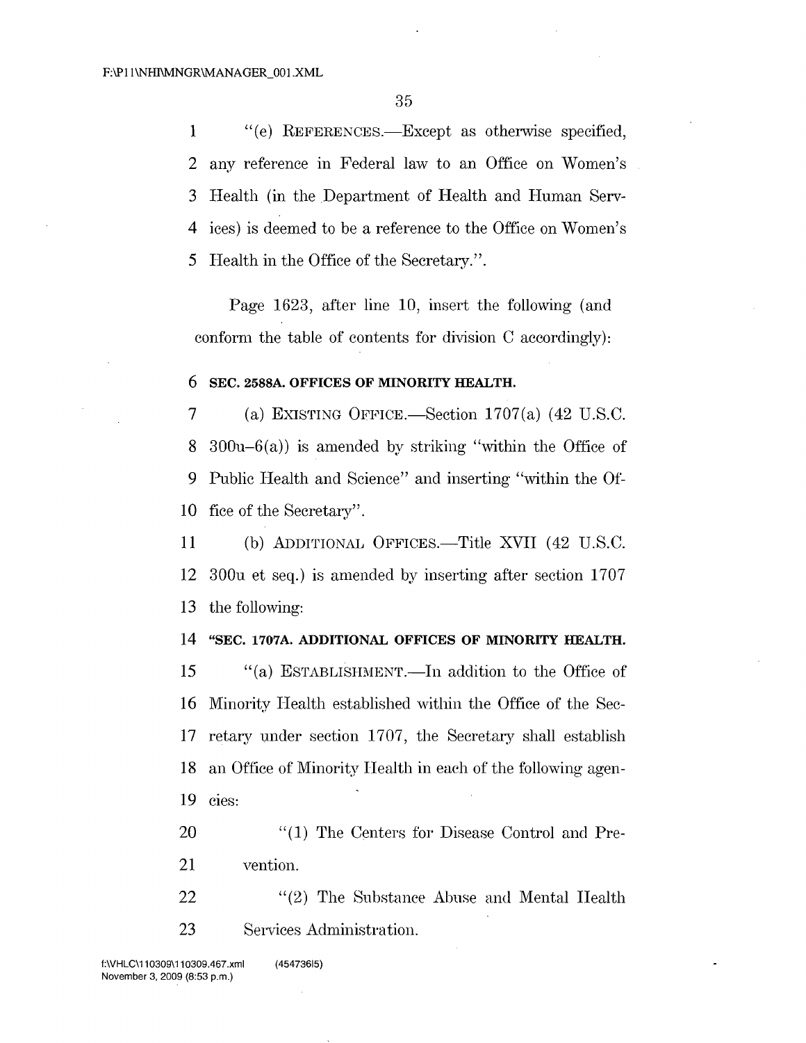"(e) REFERENCES.—Except as otherwise specified, any reference in Federal law to an Office on Women's Health (in the Department of Health and Human Services) is deemed to be a reference to the Office on Women's Health in the Office of the Secretary.".

Page 1623, after line 10, insert the following (and conform the table of contents for division C accordingly):

**SEC. 2588A. OFFICES OF MINORITY HEALTH.**

(a) EXISTING OFFICE.—Section 1707(a) (42 U.S.C. 300u–6(a)) is amended by striking "within the Office of Public Health and Science" and inserting "within the Office of the Secretary".

(b) ADDITIONAL OFFICES.—Title XVII (42 U.S.C. 300u et seq.) is amended by inserting after section 1707 the following:

**"SEC. 1707A. ADDITIONAL OFFICES OF MINORITY HEALTH.**

"(a) ESTABLISHMENT.—In addition to the Office of Minority Health established within the Office of the Secretary under section 1707, the Secretary shall establish an Office of Minority Health in each of the following agencies:

"(1) The Centers for Disease Control and Prevention.

"(2) The Substance Abuse and Mental Health Services Administration.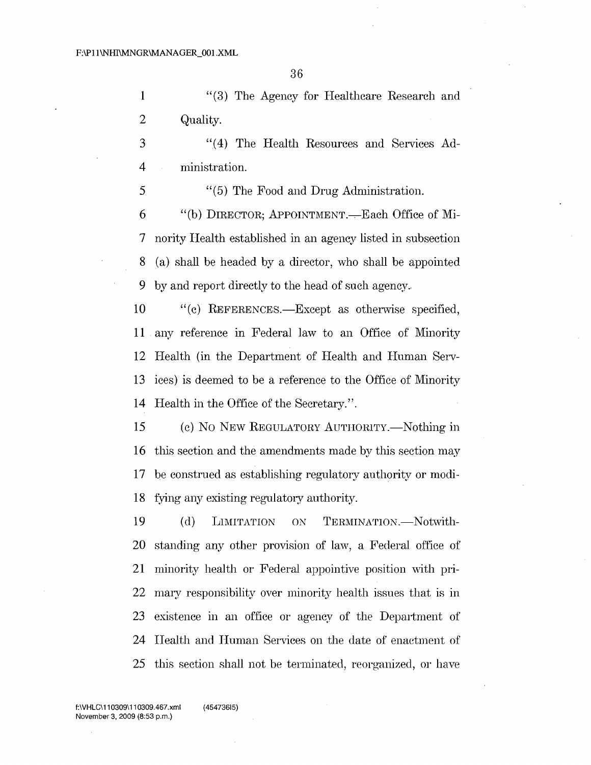"(3) The Agency for Healthcare Research and Quality.

"(4) The Health Resources and Services Administration.

"(5) The Food and Drug Administration.

"(b) DIRECTOR; APPOINTMENT.—Each Office of Minority Health established in an agency listed in subsection (a) shall be headed by a director, who shall be appointed by and report directly to the head of such agency.

"(c) REFERENCES.—Except as otherwise specified, any reference in Federal law to an Office of Minority Health (in the Department of Health and Human Services) is deemed to be a reference to the Office of Minority Health in the Office of the Secretary.".

(c) NO NEW REGULATORY AUTHORITY.—Nothing in this section and the amendments made by this section may be construed as establishing regulatory authority or modifying any existing regulatory authority.

(d) LIMITATION ON TERMINATION.—Notwithstanding any other provision of law, a Federal office of minority health or Federal appointive position with primary responsibility over minority health issues that is in existence in an office or agency of the Department of Health and Human Services on the date of enactment of this section shall not be terminated, reorganized, or have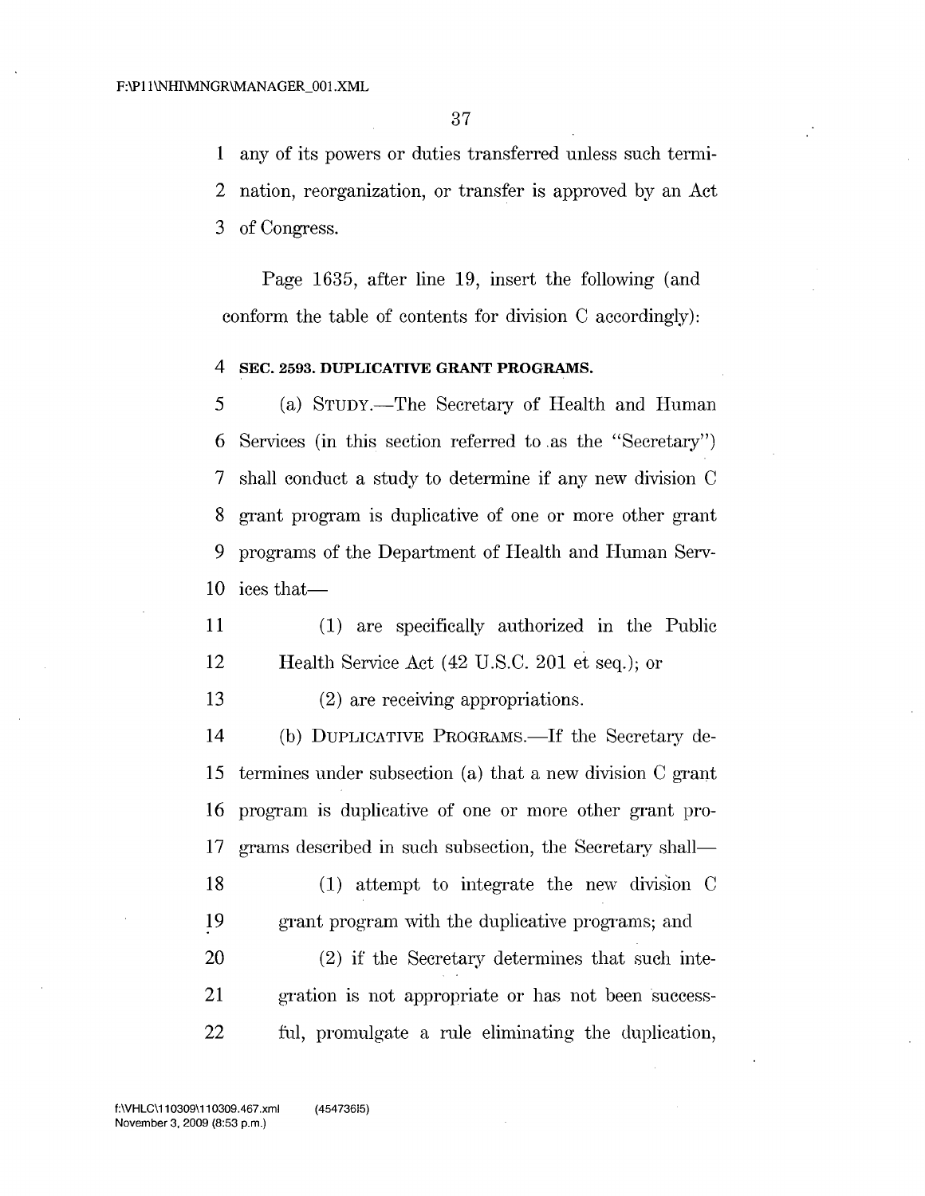any of its powers or duties transferred unless such termination, reorganization, or transfer is approved by an Act of Congress.

Page 1635, after line 19, insert the following (and conform the table of contents for division C accordingly):

**SEC. 2593. DUPLICATIVE GRANT PROGRAMS.**

(a) STUDY.—The Secretary of Health and Human Services (in this section referred to as the "Secretary") shall conduct a study to determine if any new division C grant program is duplicative of one or more other grant programs of the Department of Health and Human Services that—

(1) are specifically authorized in the Public Health Service Act (42 U.S.C. 201 et seq.); or

(2) are receiving appropriations.

(b) DUPLICATIVE PROGRAMS.—If the Secretary determines under subsection (a) that a new division C grant program is duplicative of one or more other grant programs described in such subsection, the Secretary shall—

(1) attempt to integrate the new division C grant program with the duplicative programs; and

(2) if the Secretary determines that such integration is not appropriate or has not been successful, promulgate a rule eliminating the duplication,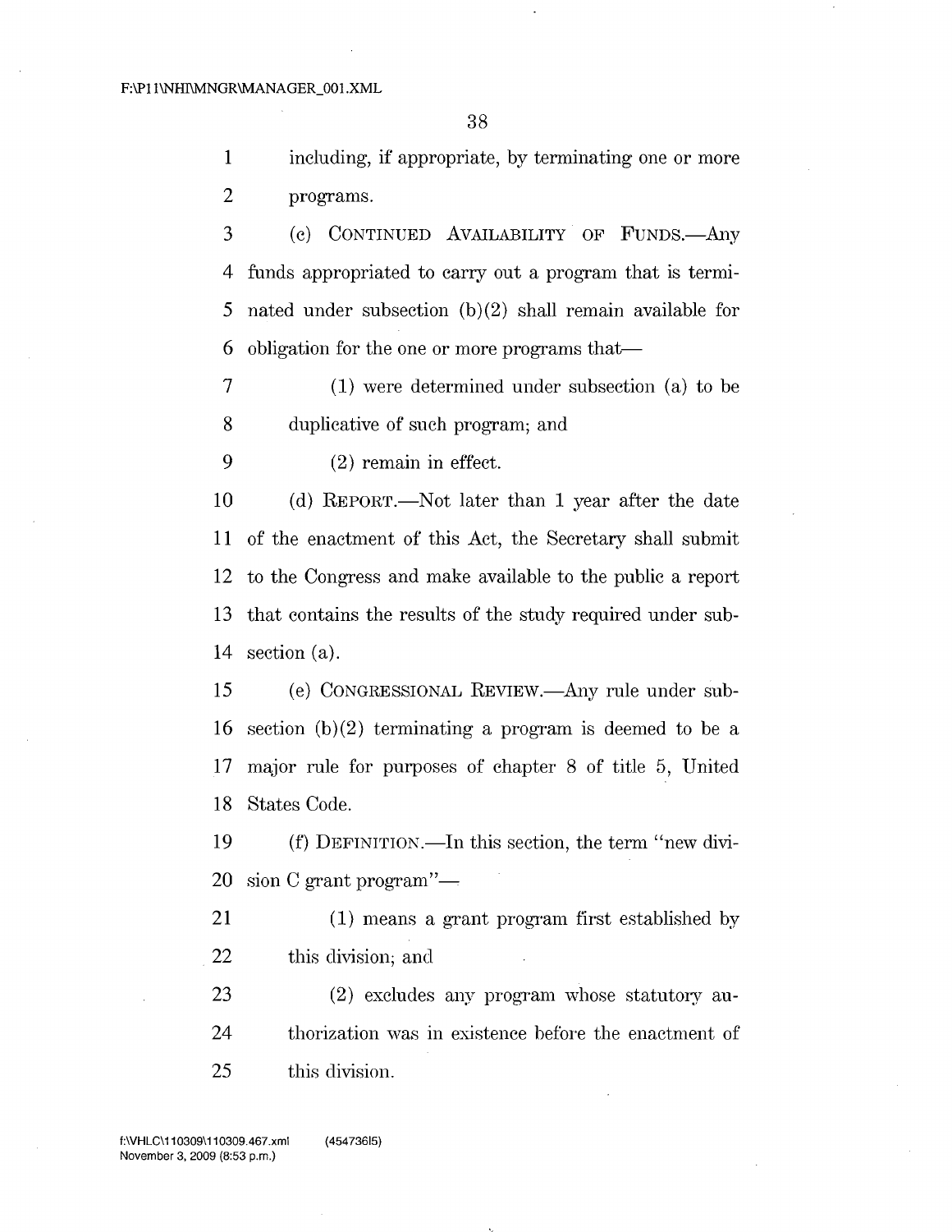including, if appropriate, by terminating one or more programs.

(c) CONTINUED AVAILABILITY OF FUNDS.—Any funds appropriated to carry out a program that is terminated under subsection (b)(2) shall remain available for obligation for the one or more programs that—

(1) were determined under subsection (a) to be duplicative of such program; and

(2) remain in effect.

(d) REPORT.—Not later than 1 year after the date of the enactment of this Act, the Secretary shall submit to the Congress and make available to the public a report that contains the results of the study required under subsection (a).

(e) CONGRESSIONAL REVIEW.—Any rule under subsection (b)(2) terminating a program is deemed to be a major rule for purposes of chapter 8 of title 5, United States Code.

(f) DEFINITION.—In this section, the term "new division C grant program"—

(1) means a grant program first established by this division; and

(2) excludes any program whose statutory authorization was in existence before the enactment of this division.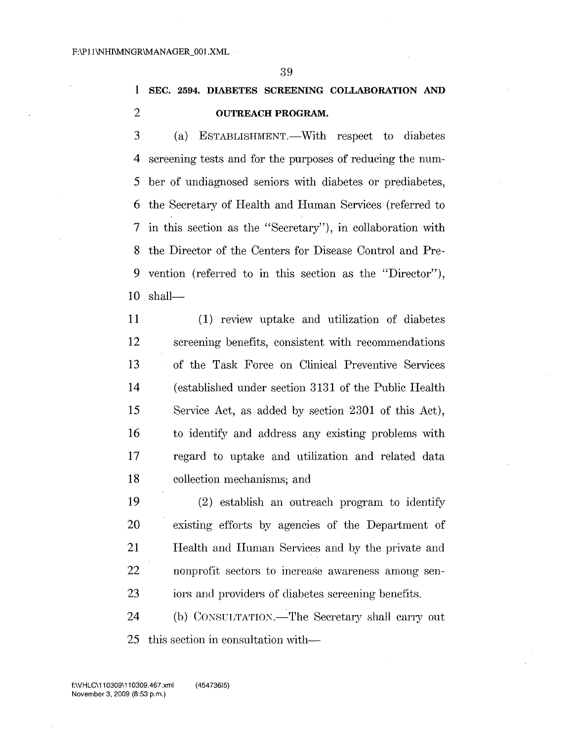## SEC. 2594. DIABETES SCREENING COLLABORATION AND OUTREACH PROGRAM.

(a) ESTABLISHMENT.—With respect to diabetes screening tests and for the purposes of reducing the number of undiagnosed seniors with diabetes or prediabetes, the Secretary of Health and Human Services (referred to in this section as the "Secretary"), in collaboration with the Director of the Centers for Disease Control and Prevention (referred to in this section as the "Director"), shall—

(1) review uptake and utilization of diabetes screening benefits, consistent with recommendations of the Task Force on Clinical Preventive Services (established under section 3131 of the Public Health Service Act, as added by section 2301 of this Act), to identify and address any existing problems with regard to uptake and utilization and related data collection mechanisms; and

(2) establish an outreach program to identify existing efforts by agencies of the Department of Health and Human Services and by the private and nonprofit sectors to increase awareness among seniors and providers of diabetes screening benefits.

(b) CONSULTATION.—The Secretary shall carry out this section in consultation with—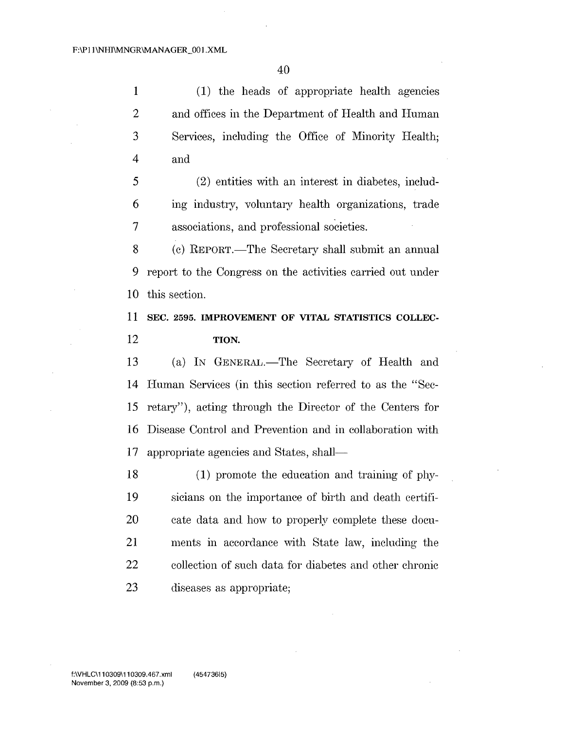(1) the heads of appropriate health agencies and offices in the Department of Health and Human Services, including the Office of Minority Health; and

(2) entities with an interest in diabetes, including industry, voluntary health organizations, trade associations, and professional societies.

(c) REPORT.—The Secretary shall submit an annual report to the Congress on the activities carried out under this section.

**SEC. 2595. IMPROVEMENT OF VITAL STATISTICS COLLECTION.**

(a) IN GENERAL.—The Secretary of Health and Human Services (in this section referred to as the "Secretary"), acting through the Director of the Centers for Disease Control and Prevention and in collaboration with appropriate agencies and States, shall—

(1) promote the education and training of physicians on the importance of birth and death certificate data and how to properly complete these documents in accordance with State law, including the collection of such data for diabetes and other chronic diseases as appropriate;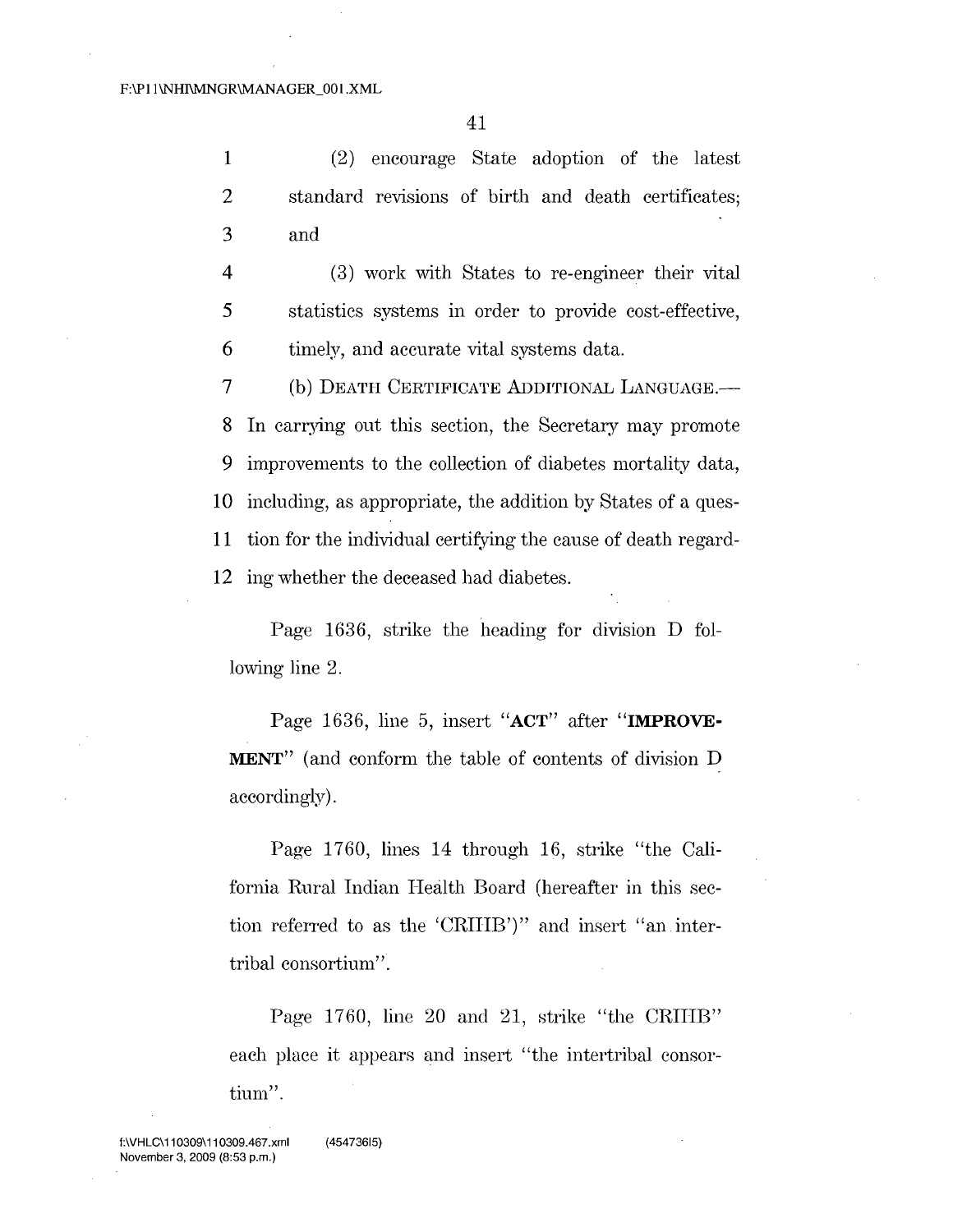(2) encourage State adoption of the latest standard revisions of birth and death certificates; and

(3) work with States to re-engineer their vital statistics systems in order to provide cost-effective, timely, and accurate vital systems data.

(b) DEATH CERTIFICATE ADDITIONAL LANGUAGE.— In carrying out this section, the Secretary may promote improvements to the collection of diabetes mortality data, including, as appropriate, the addition by States of a question for the individual certifying the cause of death regarding whether the deceased had diabetes.

Page 1636, strike the heading for division D following line 2.

Page 1636, line 5, insert "**ACT**" after "**IMPROVEMENT**" (and conform the table of contents of division D accordingly).

Page 1760, lines 14 through 16, strike "the California Rural Indian Health Board (hereafter in this section referred to as the 'CRIHB')" and insert "an intertribal consortium".

Page 1760, line 20 and 21, strike "the CRIHB" each place it appears and insert "the intertribal consortium".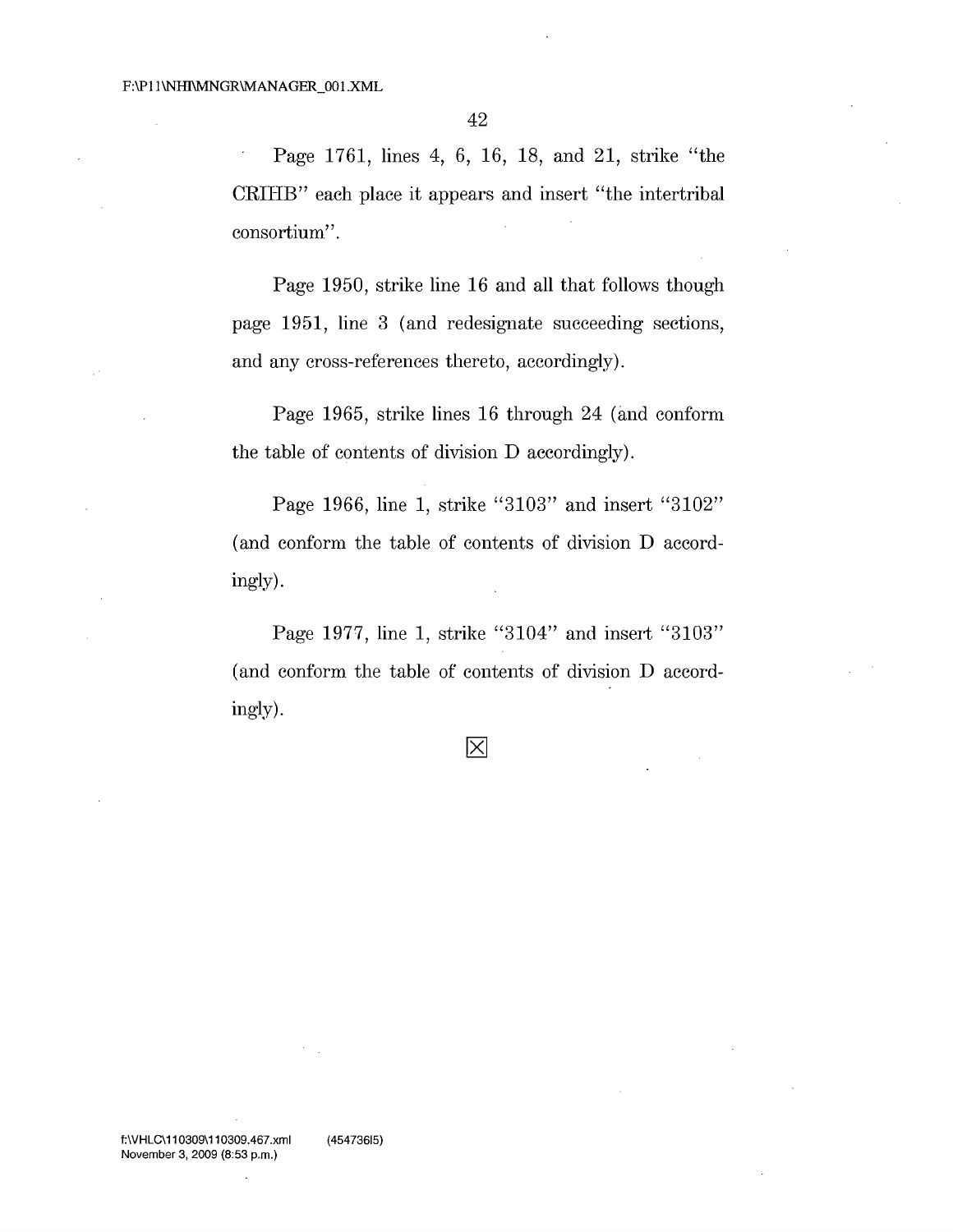Page 1761, lines 4, 6, 16, 18, and 21, strike "the CRIHB" each place it appears and insert "the intertribal consortium".

Page 1950, strike line 16 and all that follows though page 1951, line 3 (and redesignate succeeding sections, and any cross-references thereto, accordingly).

Page 1965, strike lines 16 through 24 (and conform the table of contents of division D accordingly).

Page 1966, line 1, strike "3103" and insert "3102" (and conform the table of contents of division D accordingly).

Page 1977, line 1, strike "3104" and insert "3103" (and conform the table of contents of division D accordingly).

☒